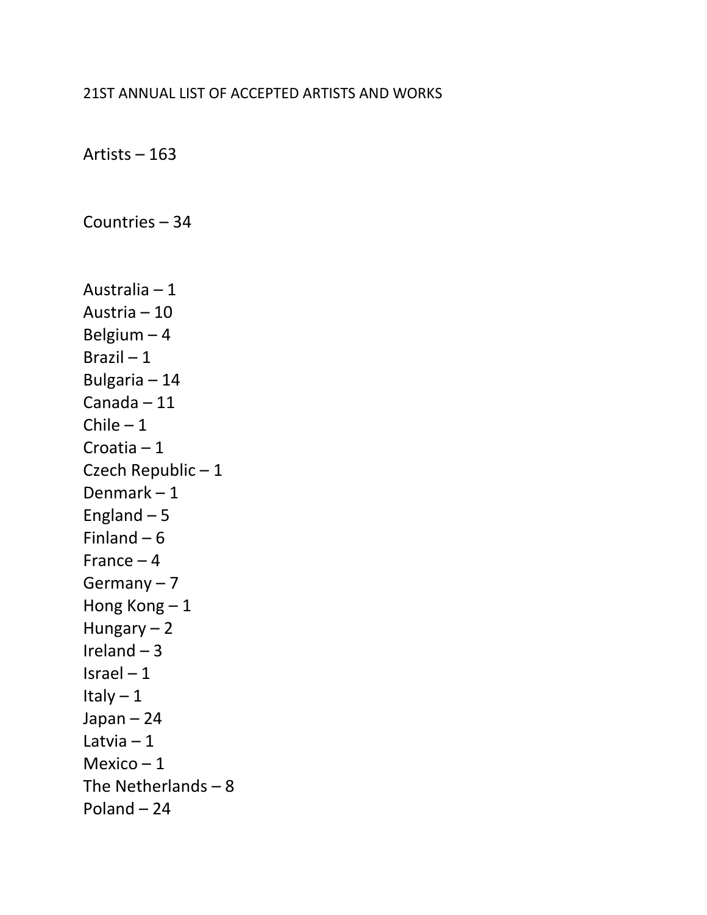21ST ANNUAL LIST OF ACCEPTED ARTISTS AND WORKS

Artists – 163

Countries – 34

Australia – 1
Austria – 10
Belgium – 4
Brazil – 1
Bulgaria – 14
Canada – 11
Chile – 1
Croatia – 1
Czech Republic – 1
Denmark – 1
England – 5
Finland – 6
France – 4
Germany – 7
Hong Kong – 1
Hungary – 2
Ireland – 3
Israel – 1
Italy – 1
Japan – 24
Latvia – 1
Mexico – 1
The Netherlands – 8
Poland – 24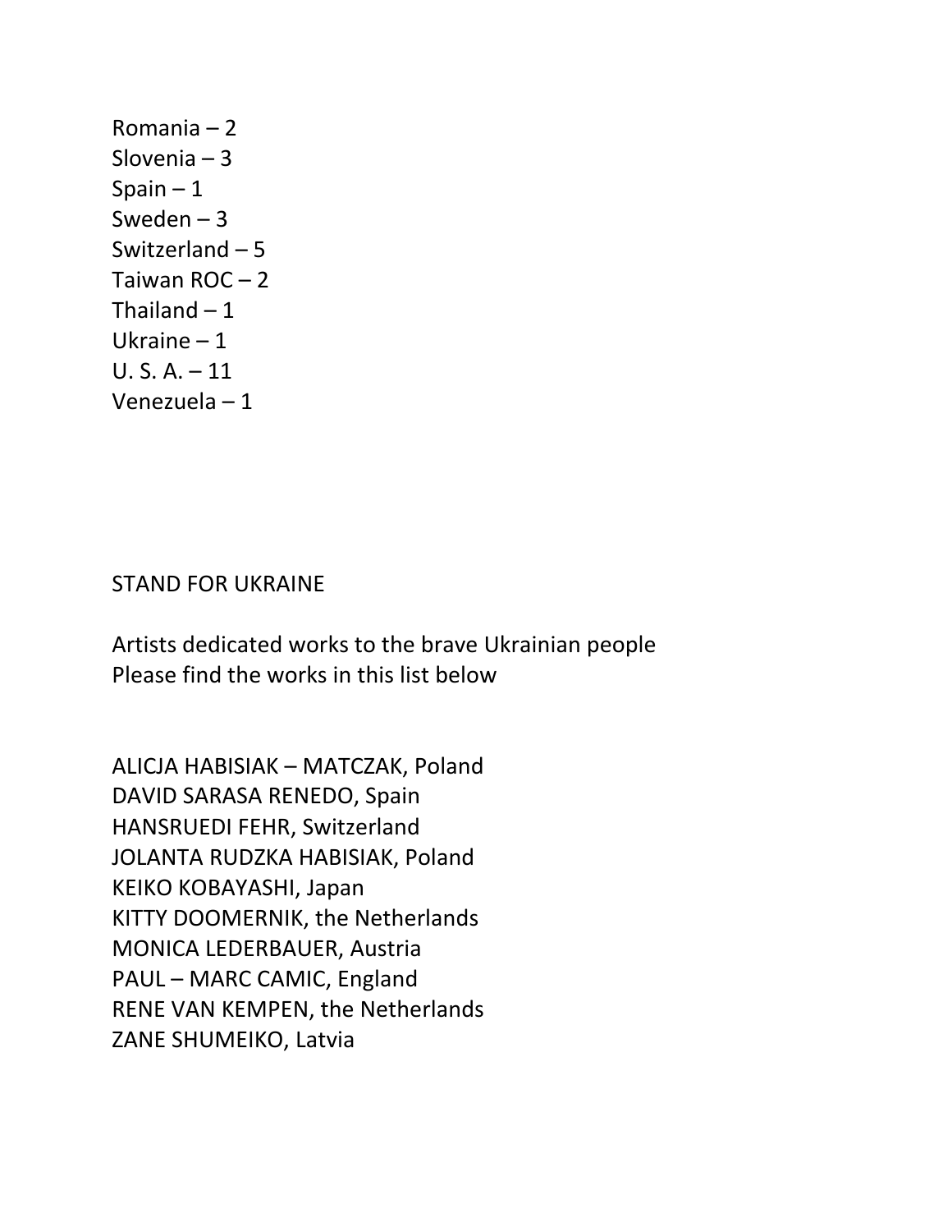Romania – 2
Slovenia – 3
Spain – 1
Sweden – 3
Switzerland – 5
Taiwan ROC – 2
Thailand – 1
Ukraine – 1
U. S. A. – 11
Venezuela – 1

STAND FOR UKRAINE

Artists dedicated works to the brave Ukrainian people
Please find the works in this list below

ALICJA HABISIAK – MATCZAK, Poland
DAVID SARASA RENEDO, Spain
HANSRUEDI FEHR, Switzerland
JOLANTA RUDZKA HABISIAK, Poland
KEIKO KOBAYASHI, Japan
KITTY DOOMERNIK, the Netherlands
MONICA LEDERBAUER, Austria
PAUL – MARC CAMIC, England
RENE VAN KEMPEN, the Netherlands
ZANE SHUMEIKO, Latvia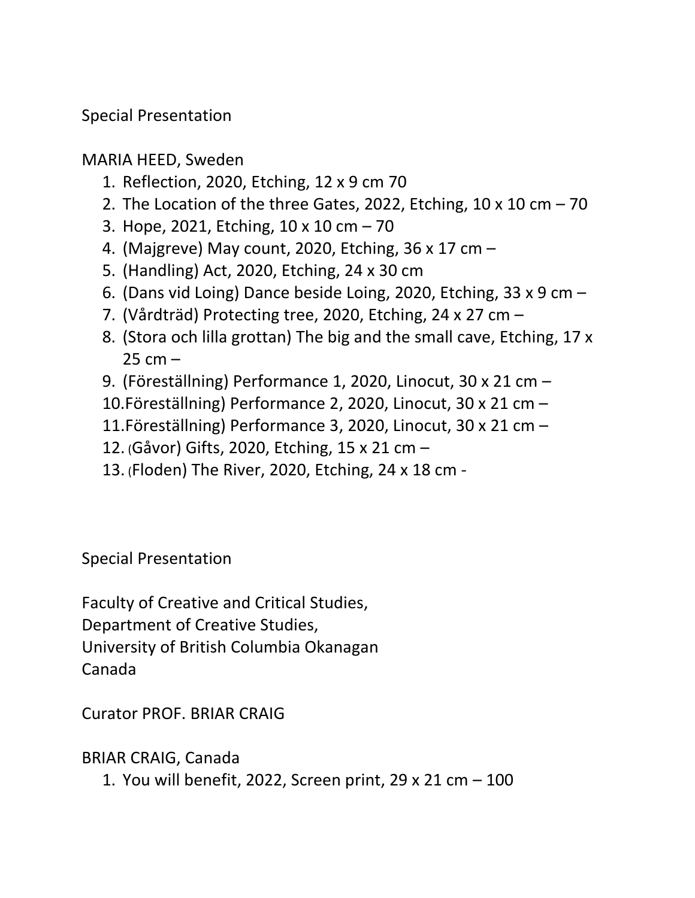Special Presentation

MARIA HEED, Sweden

1. Reflection, 2020, Etching, 12 x 9 cm 70
2. The Location of the three Gates, 2022, Etching, 10 x 10 cm – 70
3. Hope, 2021, Etching, 10 x 10 cm – 70
4. (Majgreve) May count, 2020, Etching, 36 x 17 cm –
5. (Handling) Act, 2020, Etching, 24 x 30 cm
6. (Dans vid Loing) Dance beside Loing, 2020, Etching, 33 x 9 cm –
7. (Vårdträd) Protecting tree, 2020, Etching, 24 x 27 cm –
8. (Stora och lilla grottan) The big and the small cave, Etching, 17 x 25 cm –
9. (Föreställning) Performance 1, 2020, Linocut, 30 x 21 cm –
10. Föreställning) Performance 2, 2020, Linocut, 30 x 21 cm –
11. Föreställning) Performance 3, 2020, Linocut, 30 x 21 cm –
12. (Gåvor) Gifts, 2020, Etching, 15 x 21 cm –
13. (Floden) The River, 2020, Etching, 24 x 18 cm -

Special Presentation

Faculty of Creative and Critical Studies,
Department of Creative Studies,
University of British Columbia Okanagan
Canada

Curator PROF. BRIAR CRAIG

BRIAR CRAIG, Canada

1. You will benefit, 2022, Screen print, 29 x 21 cm – 100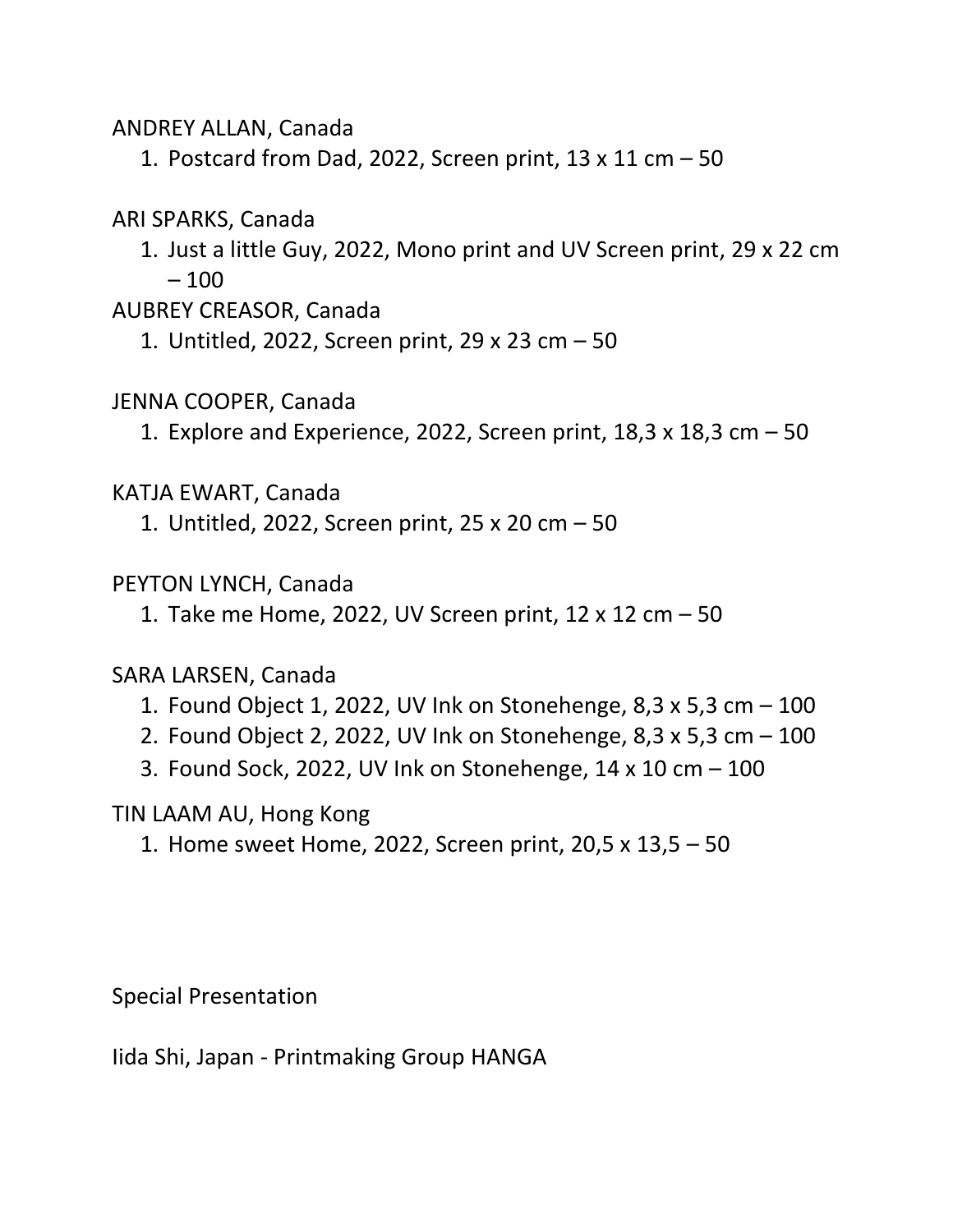ANDREY ALLAN, Canada

1. Postcard from Dad, 2022, Screen print, 13 x 11 cm – 50

ARI SPARKS, Canada

1. Just a little Guy, 2022, Mono print and UV Screen print, 29 x 22 cm – 100

AUBREY CREASOR, Canada

1. Untitled, 2022, Screen print, 29 x 23 cm – 50

JENNA COOPER, Canada

1. Explore and Experience, 2022, Screen print, 18,3 x 18,3 cm – 50

KATJA EWART, Canada

1. Untitled, 2022, Screen print, 25 x 20 cm – 50

PEYTON LYNCH, Canada

1. Take me Home, 2022, UV Screen print, 12 x 12 cm – 50

SARA LARSEN, Canada

1. Found Object 1, 2022, UV Ink on Stonehenge, 8,3 x 5,3 cm – 100
2. Found Object 2, 2022, UV Ink on Stonehenge, 8,3 x 5,3 cm – 100
3. Found Sock, 2022, UV Ink on Stonehenge, 14 x 10 cm – 100

TIN LAAM AU, Hong Kong

1. Home sweet Home, 2022, Screen print, 20,5 x 13,5 – 50

Special Presentation

Iida Shi, Japan - Printmaking Group HANGA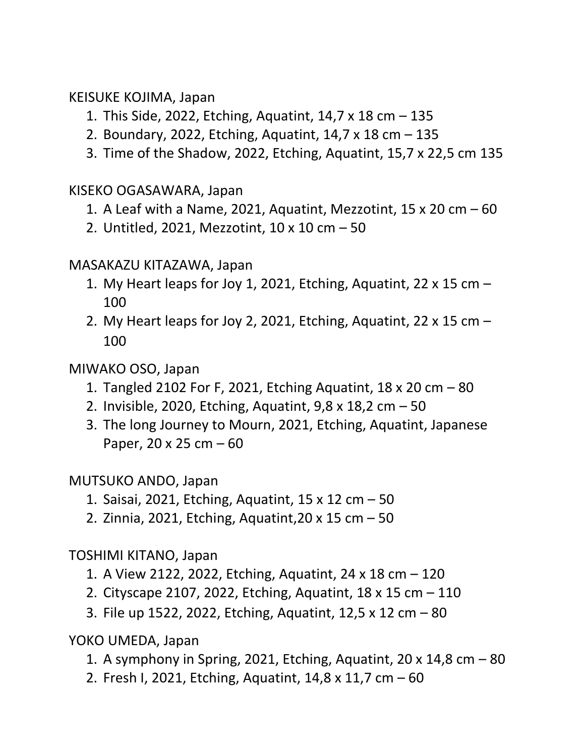KEISUKE KOJIMA, Japan

1. This Side, 2022, Etching, Aquatint, 14,7 x 18 cm – 135
2. Boundary, 2022, Etching, Aquatint, 14,7 x 18 cm – 135
3. Time of the Shadow, 2022, Etching, Aquatint, 15,7 x 22,5 cm 135

KISEKO OGASAWARA, Japan

1. A Leaf with a Name, 2021, Aquatint, Mezzotint, 15 x 20 cm – 60
2. Untitled, 2021, Mezzotint, 10 x 10 cm – 50

MASAKAZU KITAZAWA, Japan

1. My Heart leaps for Joy 1, 2021, Etching, Aquatint, 22 x 15 cm – 100
2. My Heart leaps for Joy 2, 2021, Etching, Aquatint, 22 x 15 cm – 100

MIWAKO OSO, Japan

1. Tangled 2102 For F, 2021, Etching Aquatint, 18 x 20 cm – 80
2. Invisible, 2020, Etching, Aquatint, 9,8 x 18,2 cm – 50
3. The long Journey to Mourn, 2021, Etching, Aquatint, Japanese Paper, 20 x 25 cm – 60

MUTSUKO ANDO, Japan

1. Saisai, 2021, Etching, Aquatint, 15 x 12 cm – 50
2. Zinnia, 2021, Etching, Aquatint,20 x 15 cm – 50

TOSHIMI KITANO, Japan

1. A View 2122, 2022, Etching, Aquatint, 24 x 18 cm – 120
2. Cityscape 2107, 2022, Etching, Aquatint, 18 x 15 cm – 110
3. File up 1522, 2022, Etching, Aquatint, 12,5 x 12 cm – 80

YOKO UMEDA, Japan

1. A symphony in Spring, 2021, Etching, Aquatint, 20 x 14,8 cm – 80
2. Fresh I, 2021, Etching, Aquatint, 14,8 x 11,7 cm – 60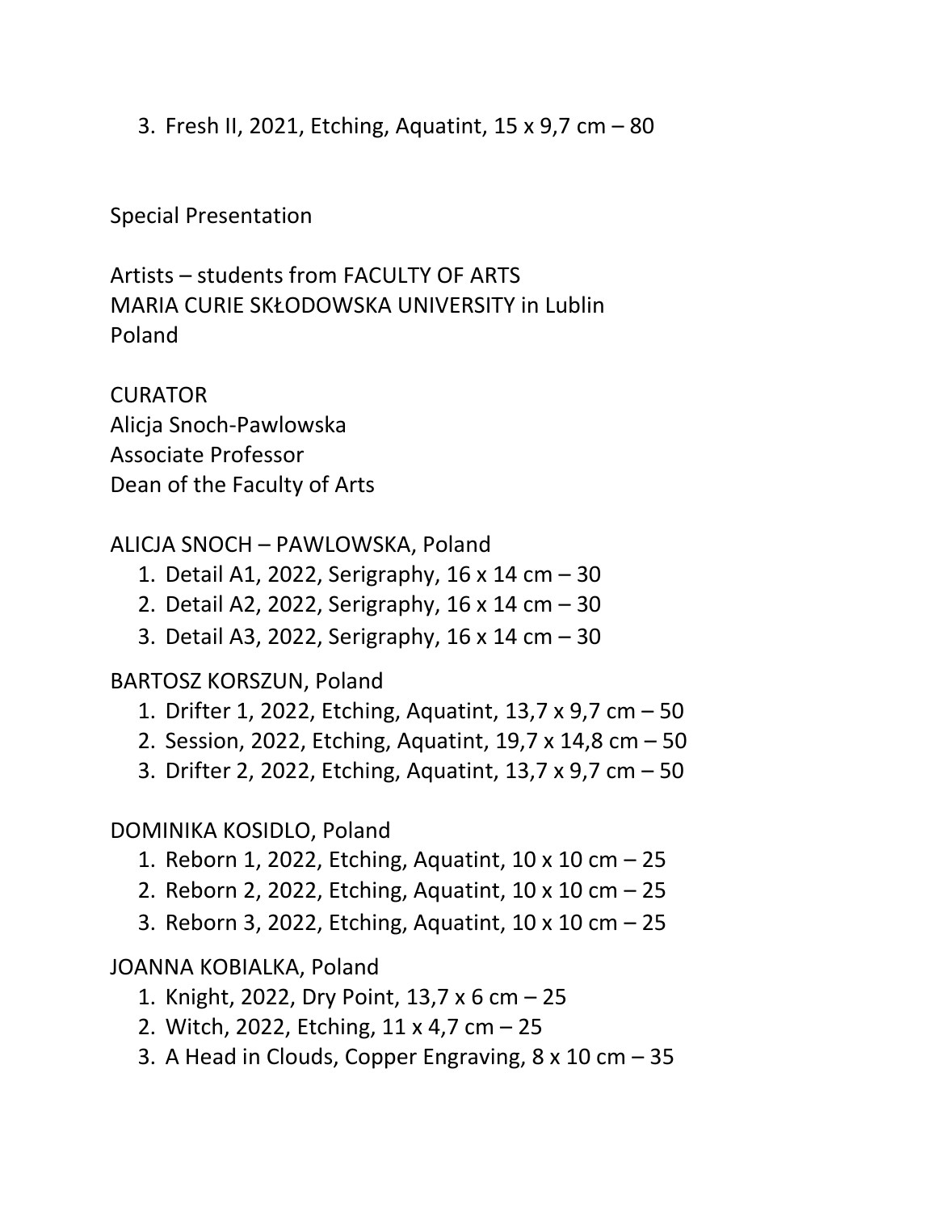3. Fresh II, 2021, Etching, Aquatint, 15 x 9,7 cm – 80

Special Presentation

Artists – students from FACULTY OF ARTS
MARIA CURIE SKŁODOWSKA UNIVERSITY in Lublin
Poland

CURATOR
Alicja Snoch-Pawlowska
Associate Professor
Dean of the Faculty of Arts

ALICJA SNOCH – PAWLOWSKA, Poland

1. Detail A1, 2022, Serigraphy, 16 x 14 cm – 30
2. Detail A2, 2022, Serigraphy, 16 x 14 cm – 30
3. Detail A3, 2022, Serigraphy, 16 x 14 cm – 30

BARTOSZ KORSZUN, Poland

1. Drifter 1, 2022, Etching, Aquatint, 13,7 x 9,7 cm – 50
2. Session, 2022, Etching, Aquatint, 19,7 x 14,8 cm – 50
3. Drifter 2, 2022, Etching, Aquatint, 13,7 x 9,7 cm – 50

DOMINIKA KOSIDLO, Poland

1. Reborn 1, 2022, Etching, Aquatint, 10 x 10 cm – 25
2. Reborn 2, 2022, Etching, Aquatint, 10 x 10 cm – 25
3. Reborn 3, 2022, Etching, Aquatint, 10 x 10 cm – 25

JOANNA KOBIALKA, Poland

1. Knight, 2022, Dry Point, 13,7 x 6 cm – 25
2. Witch, 2022, Etching, 11 x 4,7 cm – 25
3. A Head in Clouds, Copper Engraving, 8 x 10 cm – 35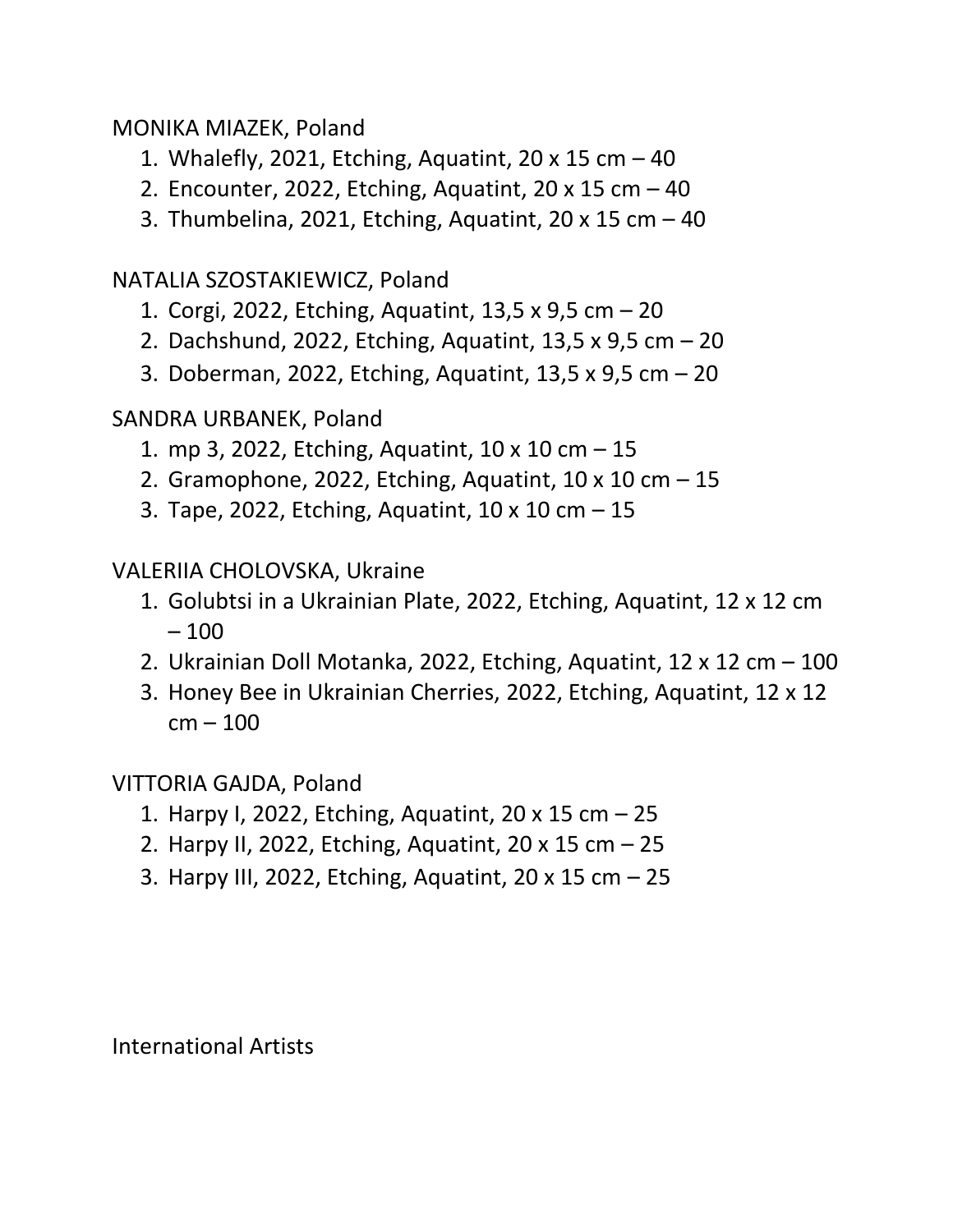MONIKA MIAZEK, Poland

1. Whalefly, 2021, Etching, Aquatint, 20 x 15 cm – 40
2. Encounter, 2022, Etching, Aquatint, 20 x 15 cm – 40
3. Thumbelina, 2021, Etching, Aquatint, 20 x 15 cm – 40

NATALIA SZOSTAKIEWICZ, Poland

1. Corgi, 2022, Etching, Aquatint, 13,5 x 9,5 cm – 20
2. Dachshund, 2022, Etching, Aquatint, 13,5 x 9,5 cm – 20
3. Doberman, 2022, Etching, Aquatint, 13,5 x 9,5 cm – 20

SANDRA URBANEK, Poland

1. mp 3, 2022, Etching, Aquatint, 10 x 10 cm – 15
2. Gramophone, 2022, Etching, Aquatint, 10 x 10 cm – 15
3. Tape, 2022, Etching, Aquatint, 10 x 10 cm – 15

VALERIIA CHOLOVSKA, Ukraine

1. Golubtsi in a Ukrainian Plate, 2022, Etching, Aquatint, 12 x 12 cm – 100
2. Ukrainian Doll Motanka, 2022, Etching, Aquatint, 12 x 12 cm – 100
3. Honey Bee in Ukrainian Cherries, 2022, Etching, Aquatint, 12 x 12 cm – 100

VITTORIA GAJDA, Poland

1. Harpy I, 2022, Etching, Aquatint, 20 x 15 cm – 25
2. Harpy II, 2022, Etching, Aquatint, 20 x 15 cm – 25
3. Harpy III, 2022, Etching, Aquatint, 20 x 15 cm – 25

International Artists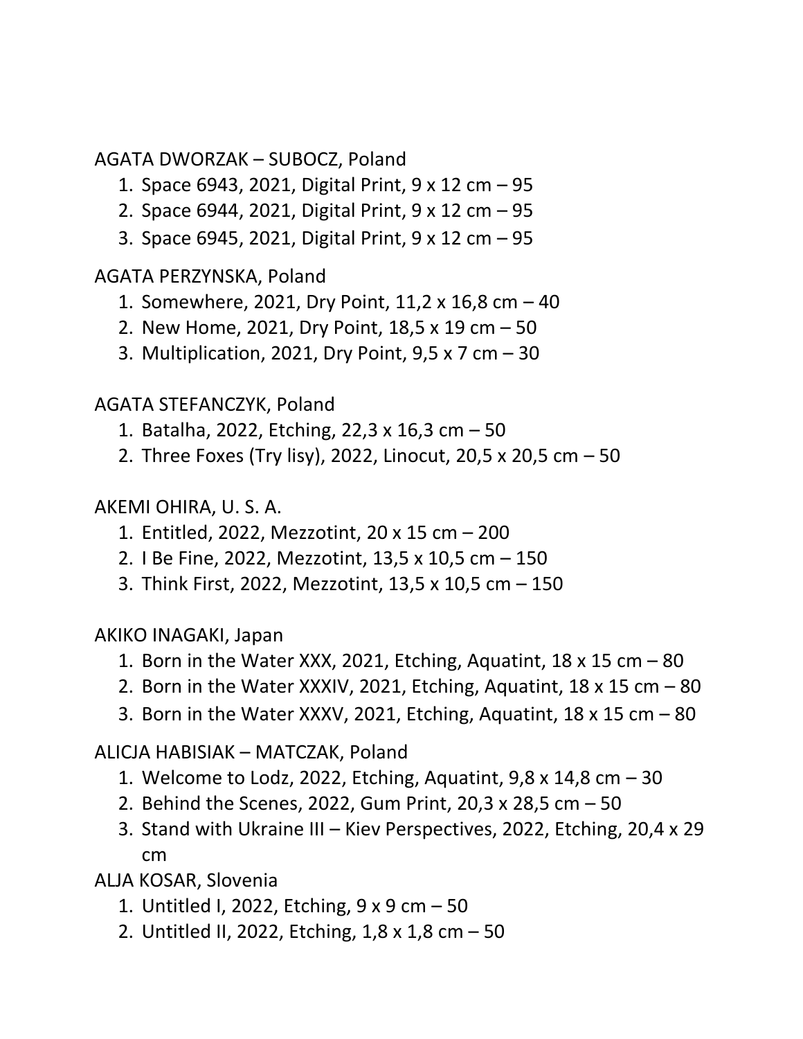AGATA DWORZAK – SUBOCZ, Poland

1. Space 6943, 2021, Digital Print, 9 x 12 cm – 95
2. Space 6944, 2021, Digital Print, 9 x 12 cm – 95
3. Space 6945, 2021, Digital Print, 9 x 12 cm – 95

AGATA PERZYNSKA, Poland

1. Somewhere, 2021, Dry Point, 11,2 x 16,8 cm – 40
2. New Home, 2021, Dry Point, 18,5 x 19 cm – 50
3. Multiplication, 2021, Dry Point, 9,5 x 7 cm – 30

AGATA STEFANCZYK, Poland

1. Batalha, 2022, Etching, 22,3 x 16,3 cm – 50
2. Three Foxes (Try lisy), 2022, Linocut, 20,5 x 20,5 cm – 50

AKEMI OHIRA, U. S. A.

1. Entitled, 2022, Mezzotint, 20 x 15 cm – 200
2. I Be Fine, 2022, Mezzotint, 13,5 x 10,5 cm – 150
3. Think First, 2022, Mezzotint, 13,5 x 10,5 cm – 150

AKIKO INAGAKI, Japan

1. Born in the Water XXX, 2021, Etching, Aquatint, 18 x 15 cm – 80
2. Born in the Water XXXIV, 2021, Etching, Aquatint, 18 x 15 cm – 80
3. Born in the Water XXXV, 2021, Etching, Aquatint, 18 x 15 cm – 80

ALICJA HABISIAK – MATCZAK, Poland

1. Welcome to Lodz, 2022, Etching, Aquatint, 9,8 x 14,8 cm – 30
2. Behind the Scenes, 2022, Gum Print, 20,3 x 28,5 cm – 50
3. Stand with Ukraine III – Kiev Perspectives, 2022, Etching, 20,4 x 29 cm

ALJA KOSAR, Slovenia

1. Untitled I, 2022, Etching, 9 x 9 cm – 50
2. Untitled II, 2022, Etching, 1,8 x 1,8 cm – 50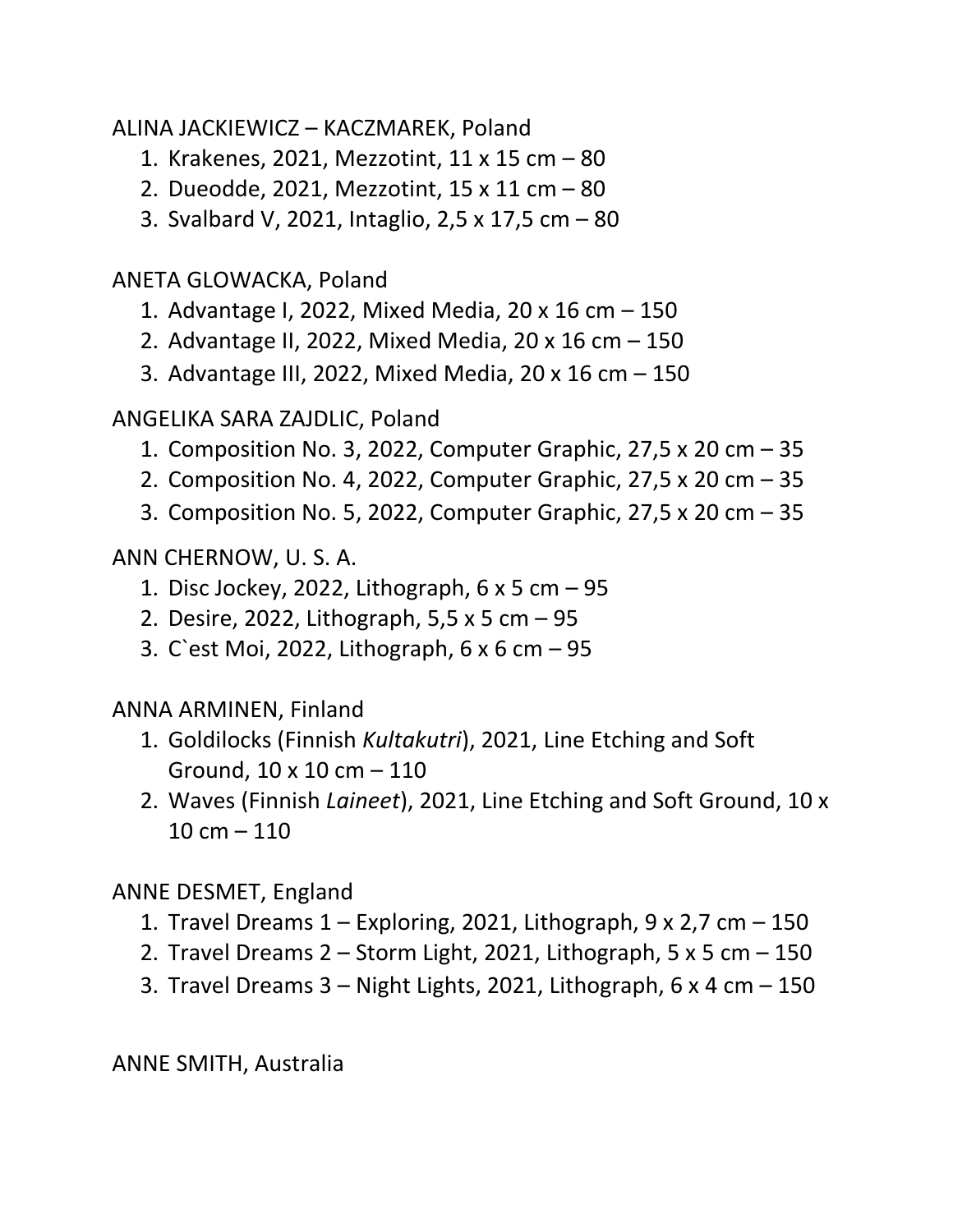ALINA JACKIEWICZ – KACZMAREK, Poland

1. Krakenes, 2021, Mezzotint, 11 x 15 cm – 80
2. Dueodde, 2021, Mezzotint, 15 x 11 cm – 80
3. Svalbard V, 2021, Intaglio, 2,5 x 17,5 cm – 80

ANETA GLOWACKA, Poland

1. Advantage I, 2022, Mixed Media, 20 x 16 cm – 150
2. Advantage II, 2022, Mixed Media, 20 x 16 cm – 150
3. Advantage III, 2022, Mixed Media, 20 x 16 cm – 150

ANGELIKA SARA ZAJDLIC, Poland

1. Composition No. 3, 2022, Computer Graphic, 27,5 x 20 cm – 35
2. Composition No. 4, 2022, Computer Graphic, 27,5 x 20 cm – 35
3. Composition No. 5, 2022, Computer Graphic, 27,5 x 20 cm – 35

ANN CHERNOW, U. S. A.

1. Disc Jockey, 2022, Lithograph, 6 x 5 cm – 95
2. Desire, 2022, Lithograph, 5,5 x 5 cm – 95
3. C`est Moi, 2022, Lithograph, 6 x 6 cm – 95

ANNA ARMINEN, Finland

1. Goldilocks (Finnish *Kultakutri*), 2021, Line Etching and Soft Ground, 10 x 10 cm – 110
2. Waves (Finnish *Laineet*), 2021, Line Etching and Soft Ground, 10 x 10 cm – 110

ANNE DESMET, England

1. Travel Dreams 1 – Exploring, 2021, Lithograph, 9 x 2,7 cm – 150
2. Travel Dreams 2 – Storm Light, 2021, Lithograph, 5 x 5 cm – 150
3. Travel Dreams 3 – Night Lights, 2021, Lithograph, 6 x 4 cm – 150

ANNE SMITH, Australia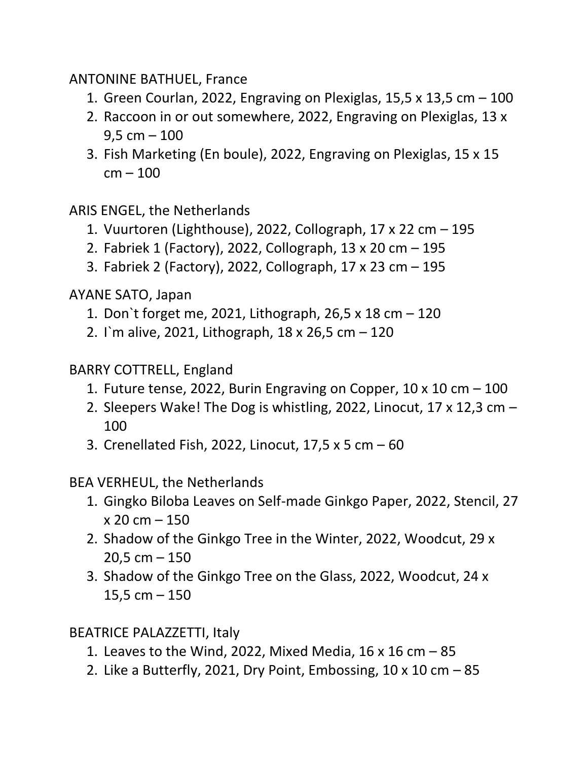ANTONINE BATHUEL, France

1. Green Courlan, 2022, Engraving on Plexiglas, 15,5 x 13,5 cm – 100
2. Raccoon in or out somewhere, 2022, Engraving on Plexiglas, 13 x 9,5 cm – 100
3. Fish Marketing (En boule), 2022, Engraving on Plexiglas, 15 x 15 cm – 100

ARIS ENGEL, the Netherlands

1. Vuurtoren (Lighthouse), 2022, Collograph, 17 x 22 cm – 195
2. Fabriek 1 (Factory), 2022, Collograph, 13 x 20 cm – 195
3. Fabriek 2 (Factory), 2022, Collograph, 17 x 23 cm – 195

AYANE SATO, Japan

1. Don`t forget me, 2021, Lithograph, 26,5 x 18 cm – 120
2. I`m alive, 2021, Lithograph, 18 x 26,5 cm – 120

BARRY COTTRELL, England

1. Future tense, 2022, Burin Engraving on Copper, 10 x 10 cm – 100
2. Sleepers Wake! The Dog is whistling, 2022, Linocut, 17 x 12,3 cm – 100
3. Crenellated Fish, 2022, Linocut, 17,5 x 5 cm – 60

BEA VERHEUL, the Netherlands

1. Gingko Biloba Leaves on Self-made Ginkgo Paper, 2022, Stencil, 27 x 20 cm – 150
2. Shadow of the Ginkgo Tree in the Winter, 2022, Woodcut, 29 x 20,5 cm – 150
3. Shadow of the Ginkgo Tree on the Glass, 2022, Woodcut, 24 x 15,5 cm – 150

BEATRICE PALAZZETTI, Italy

1. Leaves to the Wind, 2022, Mixed Media, 16 x 16 cm – 85
2. Like a Butterfly, 2021, Dry Point, Embossing, 10 x 10 cm – 85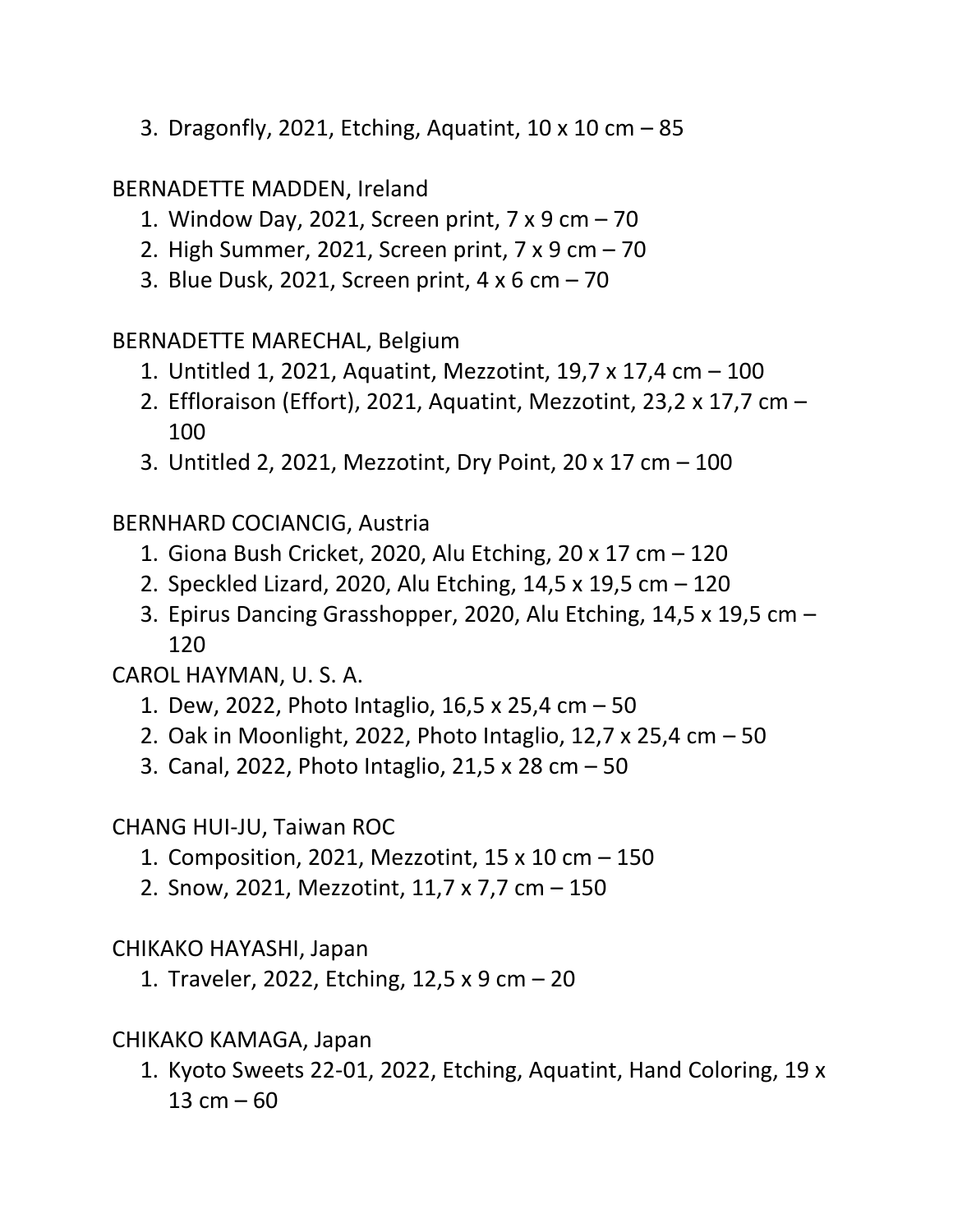3. Dragonfly, 2021, Etching, Aquatint, 10 x 10 cm – 85

BERNADETTE MADDEN, Ireland

1. Window Day, 2021, Screen print, 7 x 9 cm – 70
2. High Summer, 2021, Screen print, 7 x 9 cm – 70
3. Blue Dusk, 2021, Screen print, 4 x 6 cm – 70

BERNADETTE MARECHAL, Belgium

1. Untitled 1, 2021, Aquatint, Mezzotint, 19,7 x 17,4 cm – 100
2. Effloraison (Effort), 2021, Aquatint, Mezzotint, 23,2 x 17,7 cm – 100
3. Untitled 2, 2021, Mezzotint, Dry Point, 20 x 17 cm – 100

BERNHARD COCIANCIG, Austria

1. Giona Bush Cricket, 2020, Alu Etching, 20 x 17 cm – 120
2. Speckled Lizard, 2020, Alu Etching, 14,5 x 19,5 cm – 120
3. Epirus Dancing Grasshopper, 2020, Alu Etching, 14,5 x 19,5 cm – 120

CAROL HAYMAN, U. S. A.

1. Dew, 2022, Photo Intaglio, 16,5 x 25,4 cm – 50
2. Oak in Moonlight, 2022, Photo Intaglio, 12,7 x 25,4 cm – 50
3. Canal, 2022, Photo Intaglio, 21,5 x 28 cm – 50

CHANG HUI-JU, Taiwan ROC

1. Composition, 2021, Mezzotint, 15 x 10 cm – 150
2. Snow, 2021, Mezzotint, 11,7 x 7,7 cm – 150

CHIKAKO HAYASHI, Japan

1. Traveler, 2022, Etching, 12,5 x 9 cm – 20

CHIKAKO KAMAGA, Japan

1. Kyoto Sweets 22-01, 2022, Etching, Aquatint, Hand Coloring, 19 x 13 cm – 60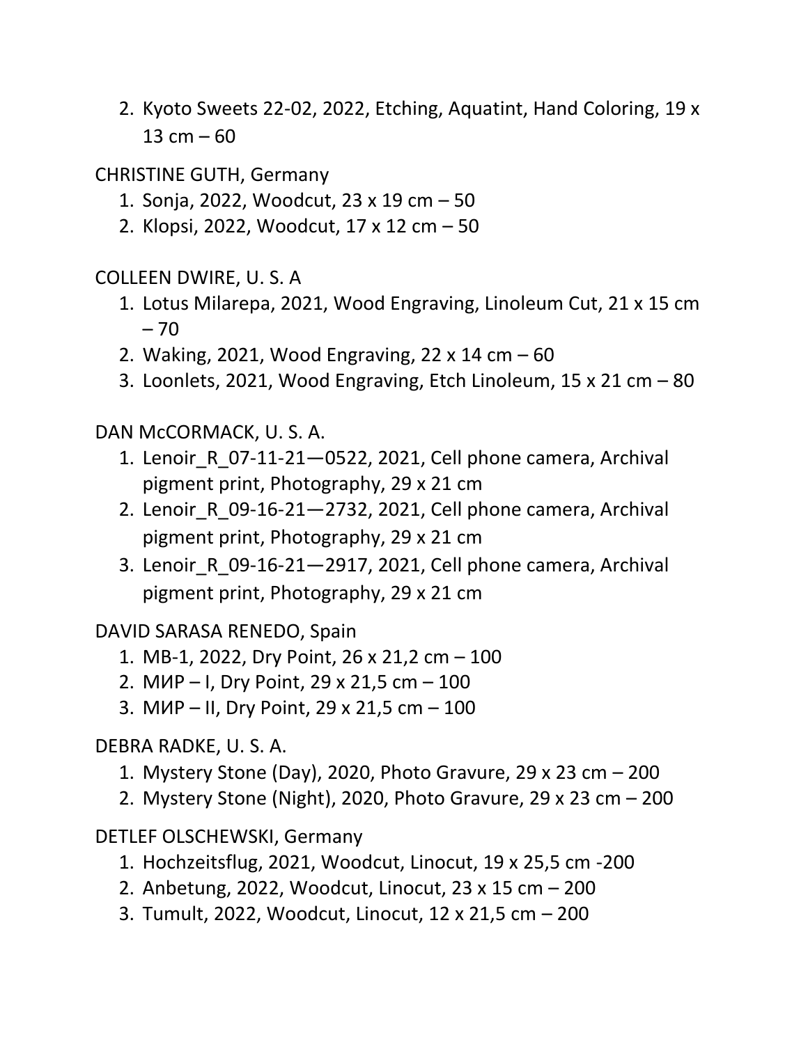2. Kyoto Sweets 22-02, 2022, Etching, Aquatint, Hand Coloring, 19 x 13 cm – 60

CHRISTINE GUTH, Germany

1. Sonja, 2022, Woodcut, 23 x 19 cm – 50
2. Klopsi, 2022, Woodcut, 17 x 12 cm – 50

COLLEEN DWIRE, U. S. A

1. Lotus Milarepa, 2021, Wood Engraving, Linoleum Cut, 21 x 15 cm – 70
2. Waking, 2021, Wood Engraving, 22 x 14 cm – 60
3. Loonlets, 2021, Wood Engraving, Etch Linoleum, 15 x 21 cm – 80

DAN McCORMACK, U. S. A.

1. Lenoir_R_07-11-21—0522, 2021, Cell phone camera, Archival pigment print, Photography, 29 x 21 cm
2. Lenoir_R_09-16-21—2732, 2021, Cell phone camera, Archival pigment print, Photography, 29 x 21 cm
3. Lenoir_R_09-16-21—2917, 2021, Cell phone camera, Archival pigment print, Photography, 29 x 21 cm

DAVID SARASA RENEDO, Spain

1. MB-1, 2022, Dry Point, 26 x 21,2 cm – 100
2. МИР – I, Dry Point, 29 x 21,5 cm – 100
3. МИР – II, Dry Point, 29 x 21,5 cm – 100

DEBRA RADKE, U. S. A.

1. Mystery Stone (Day), 2020, Photo Gravure, 29 x 23 cm – 200
2. Mystery Stone (Night), 2020, Photo Gravure, 29 x 23 cm – 200

DETLEF OLSCHEWSKI, Germany

1. Hochzeitsflug, 2021, Woodcut, Linocut, 19 x 25,5 cm -200
2. Anbetung, 2022, Woodcut, Linocut, 23 x 15 cm – 200
3. Tumult, 2022, Woodcut, Linocut, 12 x 21,5 cm – 200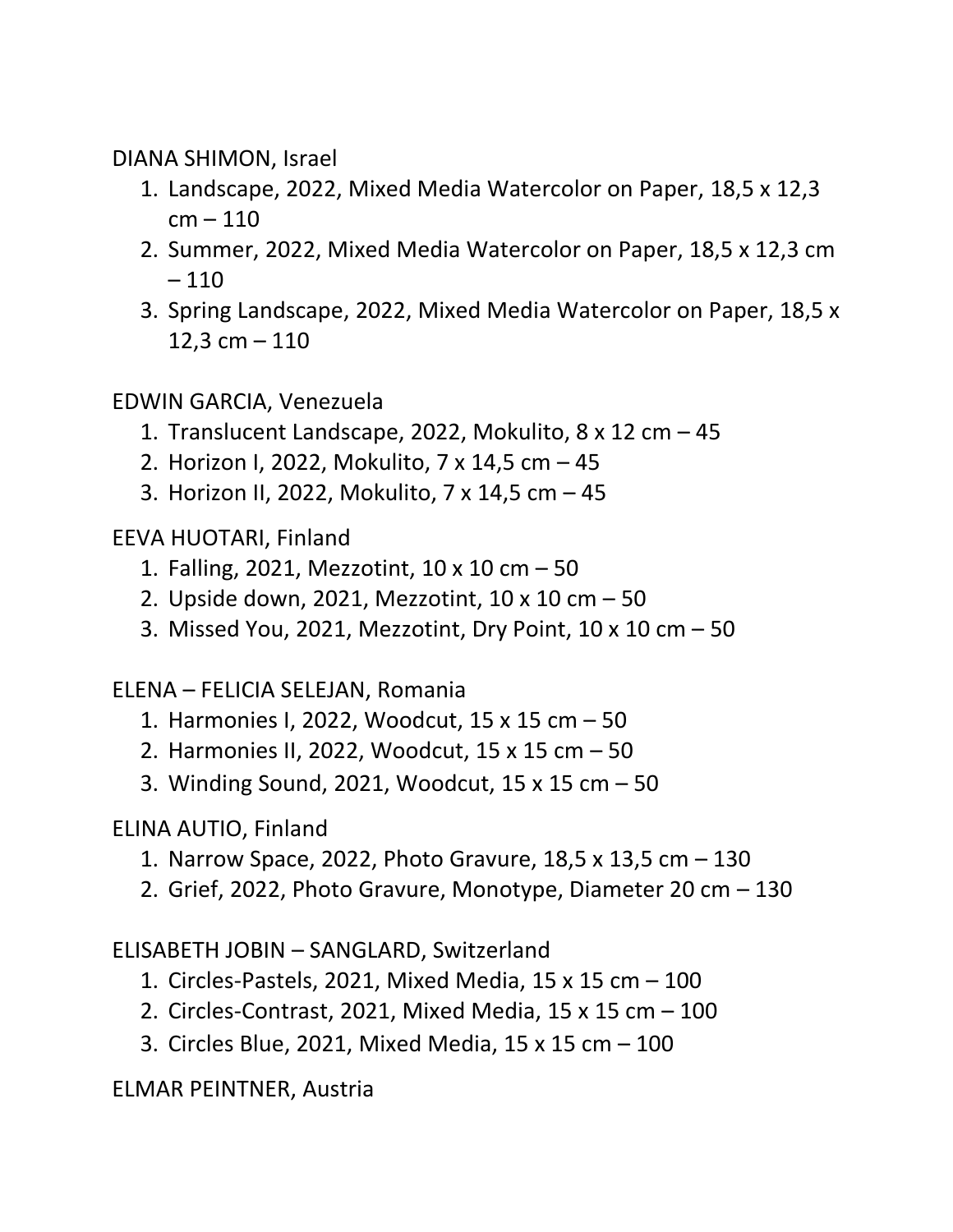DIANA SHIMON, Israel

1. Landscape, 2022, Mixed Media Watercolor on Paper, 18,5 x 12,3 cm – 110
2. Summer, 2022, Mixed Media Watercolor on Paper, 18,5 x 12,3 cm – 110
3. Spring Landscape, 2022, Mixed Media Watercolor on Paper, 18,5 x 12,3 cm – 110

EDWIN GARCIA, Venezuela

1. Translucent Landscape, 2022, Mokulito, 8 x 12 cm – 45
2. Horizon I, 2022, Mokulito, 7 x 14,5 cm – 45
3. Horizon II, 2022, Mokulito, 7 x 14,5 cm – 45

EEVA HUOTARI, Finland

1. Falling, 2021, Mezzotint, 10 x 10 cm – 50
2. Upside down, 2021, Mezzotint, 10 x 10 cm – 50
3. Missed You, 2021, Mezzotint, Dry Point, 10 x 10 cm – 50

ELENA – FELICIA SELEJAN, Romania

1. Harmonies I, 2022, Woodcut, 15 x 15 cm – 50
2. Harmonies II, 2022, Woodcut, 15 x 15 cm – 50
3. Winding Sound, 2021, Woodcut, 15 x 15 cm – 50

ELINA AUTIO, Finland

1. Narrow Space, 2022, Photo Gravure, 18,5 x 13,5 cm – 130
2. Grief, 2022, Photo Gravure, Monotype, Diameter 20 cm – 130

ELISABETH JOBIN – SANGLARD, Switzerland

1. Circles-Pastels, 2021, Mixed Media, 15 x 15 cm – 100
2. Circles-Contrast, 2021, Mixed Media, 15 x 15 cm – 100
3. Circles Blue, 2021, Mixed Media, 15 x 15 cm – 100

ELMAR PEINTNER, Austria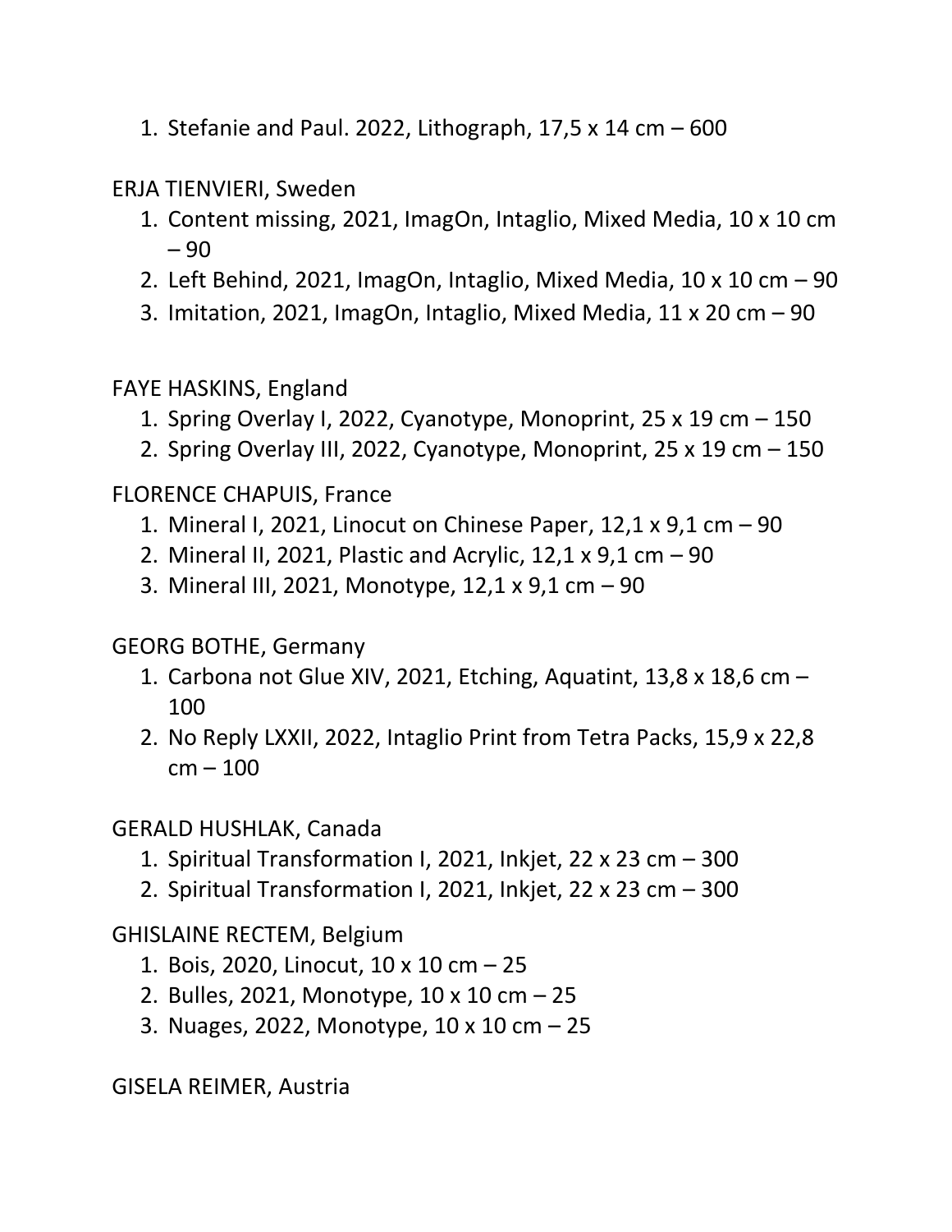1. Stefanie and Paul. 2022, Lithograph, 17,5 x 14 cm – 600

ERJA TIENVIERI, Sweden

1. Content missing, 2021, ImagOn, Intaglio, Mixed Media, 10 x 10 cm – 90
2. Left Behind, 2021, ImagOn, Intaglio, Mixed Media, 10 x 10 cm – 90
3. Imitation, 2021, ImagOn, Intaglio, Mixed Media, 11 x 20 cm – 90

FAYE HASKINS, England

1. Spring Overlay I, 2022, Cyanotype, Monoprint, 25 x 19 cm – 150
2. Spring Overlay III, 2022, Cyanotype, Monoprint, 25 x 19 cm – 150

FLORENCE CHAPUIS, France

1. Mineral I, 2021, Linocut on Chinese Paper, 12,1 x 9,1 cm – 90
2. Mineral II, 2021, Plastic and Acrylic, 12,1 x 9,1 cm – 90
3. Mineral III, 2021, Monotype, 12,1 x 9,1 cm – 90

GEORG BOTHE, Germany

1. Carbona not Glue XIV, 2021, Etching, Aquatint, 13,8 x 18,6 cm – 100
2. No Reply LXXII, 2022, Intaglio Print from Tetra Packs, 15,9 x 22,8 cm – 100

GERALD HUSHLAK, Canada

1. Spiritual Transformation I, 2021, Inkjet, 22 x 23 cm – 300
2. Spiritual Transformation I, 2021, Inkjet, 22 x 23 cm – 300

GHISLAINE RECTEM, Belgium

1. Bois, 2020, Linocut, 10 x 10 cm – 25
2. Bulles, 2021, Monotype, 10 x 10 cm – 25
3. Nuages, 2022, Monotype, 10 x 10 cm – 25

GISELA REIMER, Austria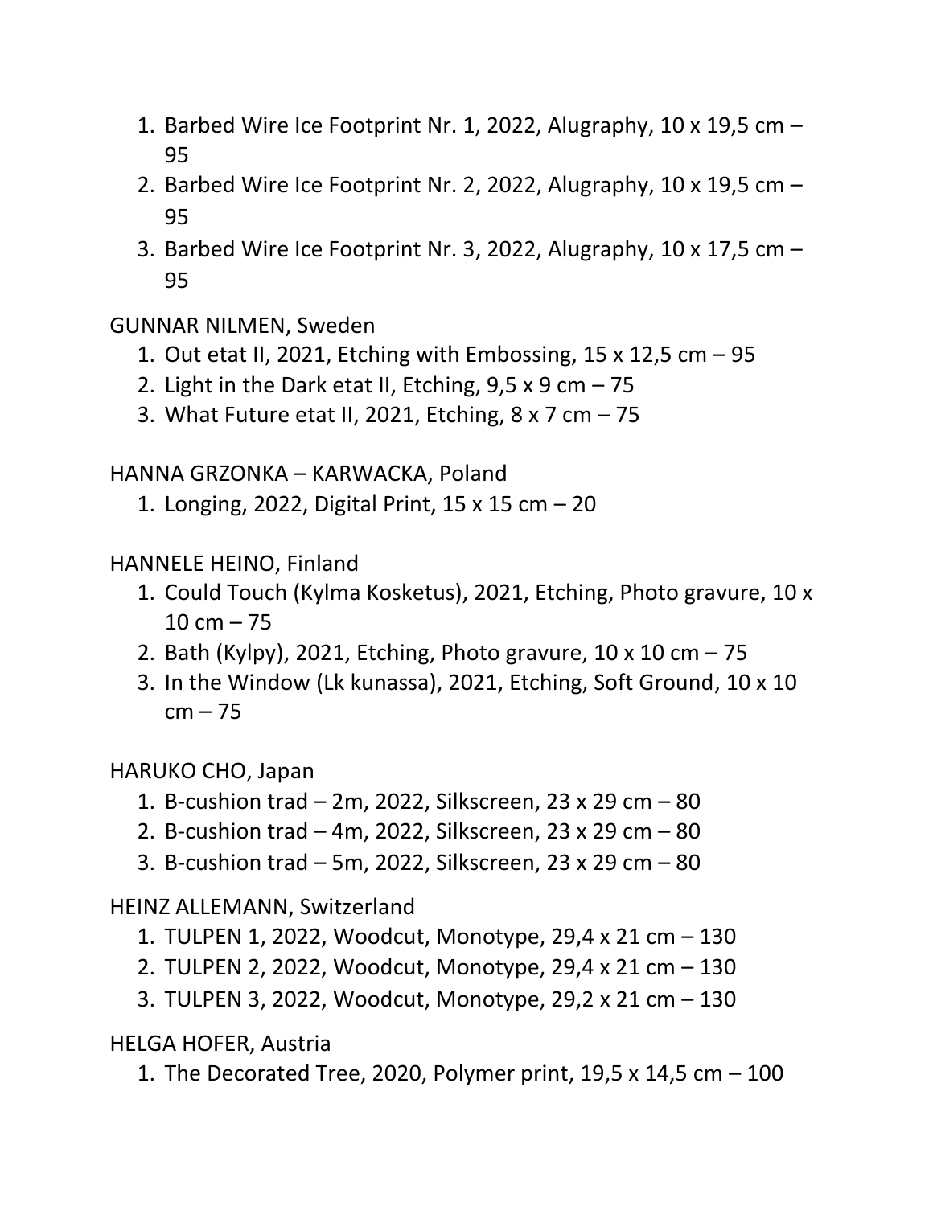1. Barbed Wire Ice Footprint Nr. 1, 2022, Alugraphy, 10 x 19,5 cm – 95
2. Barbed Wire Ice Footprint Nr. 2, 2022, Alugraphy, 10 x 19,5 cm – 95
3. Barbed Wire Ice Footprint Nr. 3, 2022, Alugraphy, 10 x 17,5 cm – 95

GUNNAR NILMEN, Sweden

1. Out etat II, 2021, Etching with Embossing, 15 x 12,5 cm – 95
2. Light in the Dark etat II, Etching, 9,5 x 9 cm – 75
3. What Future etat II, 2021, Etching, 8 x 7 cm – 75

HANNA GRZONKA – KARWACKA, Poland

1. Longing, 2022, Digital Print, 15 x 15 cm – 20

HANNELE HEINO, Finland

1. Could Touch (Kylma Kosketus), 2021, Etching, Photo gravure, 10 x 10 cm – 75
2. Bath (Kylpy), 2021, Etching, Photo gravure, 10 x 10 cm – 75
3. In the Window (Lk kunassa), 2021, Etching, Soft Ground, 10 x 10 cm – 75

HARUKO CHO, Japan

1. B-cushion trad – 2m, 2022, Silkscreen, 23 x 29 cm – 80
2. B-cushion trad – 4m, 2022, Silkscreen, 23 x 29 cm – 80
3. B-cushion trad – 5m, 2022, Silkscreen, 23 x 29 cm – 80

HEINZ ALLEMANN, Switzerland

1. TULPEN 1, 2022, Woodcut, Monotype, 29,4 x 21 cm – 130
2. TULPEN 2, 2022, Woodcut, Monotype, 29,4 x 21 cm – 130
3. TULPEN 3, 2022, Woodcut, Monotype, 29,2 x 21 cm – 130

HELGA HOFER, Austria

1. The Decorated Tree, 2020, Polymer print, 19,5 x 14,5 cm – 100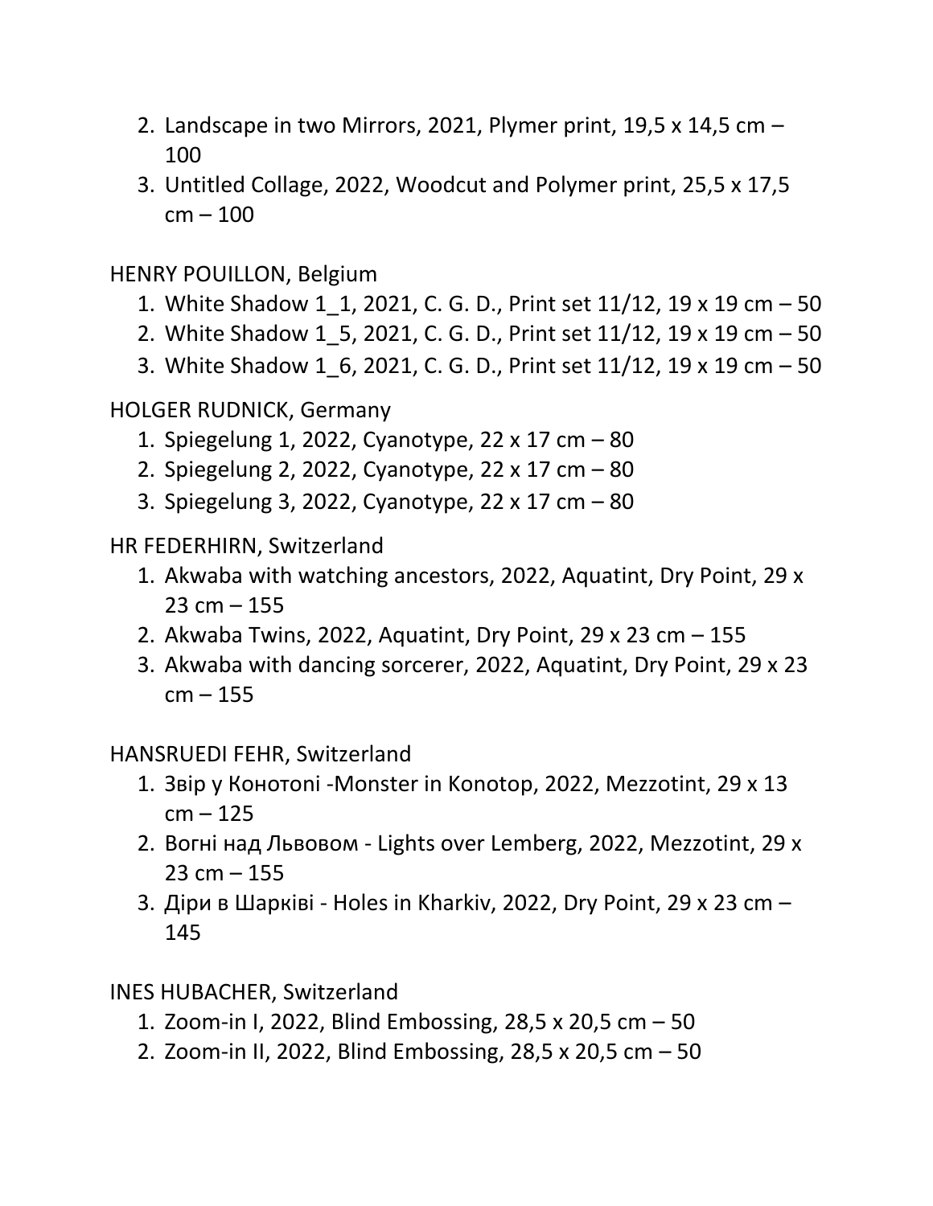2. Landscape in two Mirrors, 2021, Plymer print, 19,5 x 14,5 cm – 100
3. Untitled Collage, 2022, Woodcut and Polymer print, 25,5 x 17,5 cm – 100

HENRY POUILLON, Belgium

1. White Shadow 1_1, 2021, C. G. D., Print set 11/12, 19 x 19 cm – 50
2. White Shadow 1_5, 2021, C. G. D., Print set 11/12, 19 x 19 cm – 50
3. White Shadow 1_6, 2021, C. G. D., Print set 11/12, 19 x 19 cm – 50

HOLGER RUDNICK, Germany

1. Spiegelung 1, 2022, Cyanotype, 22 x 17 cm – 80
2. Spiegelung 2, 2022, Cyanotype, 22 x 17 cm – 80
3. Spiegelung 3, 2022, Cyanotype, 22 x 17 cm – 80

HR FEDERHIRN, Switzerland

1. Akwaba with watching ancestors, 2022, Aquatint, Dry Point, 29 x 23 cm – 155
2. Akwaba Twins, 2022, Aquatint, Dry Point, 29 x 23 cm – 155
3. Akwaba with dancing sorcerer, 2022, Aquatint, Dry Point, 29 x 23 cm – 155

HANSRUEDI FEHR, Switzerland

1. Звір у Конотоnі -Monster in Konotop, 2022, Mezzotint, 29 x 13 cm – 125
2. Вогні над Львовом - Lights over Lemberg, 2022, Mezzotint, 29 x 23 cm – 155
3. Діри в Шарківі - Holes in Kharkiv, 2022, Dry Point, 29 x 23 cm – 145

INES HUBACHER, Switzerland

1. Zoom-in I, 2022, Blind Embossing, 28,5 x 20,5 cm – 50
2. Zoom-in II, 2022, Blind Embossing, 28,5 x 20,5 cm – 50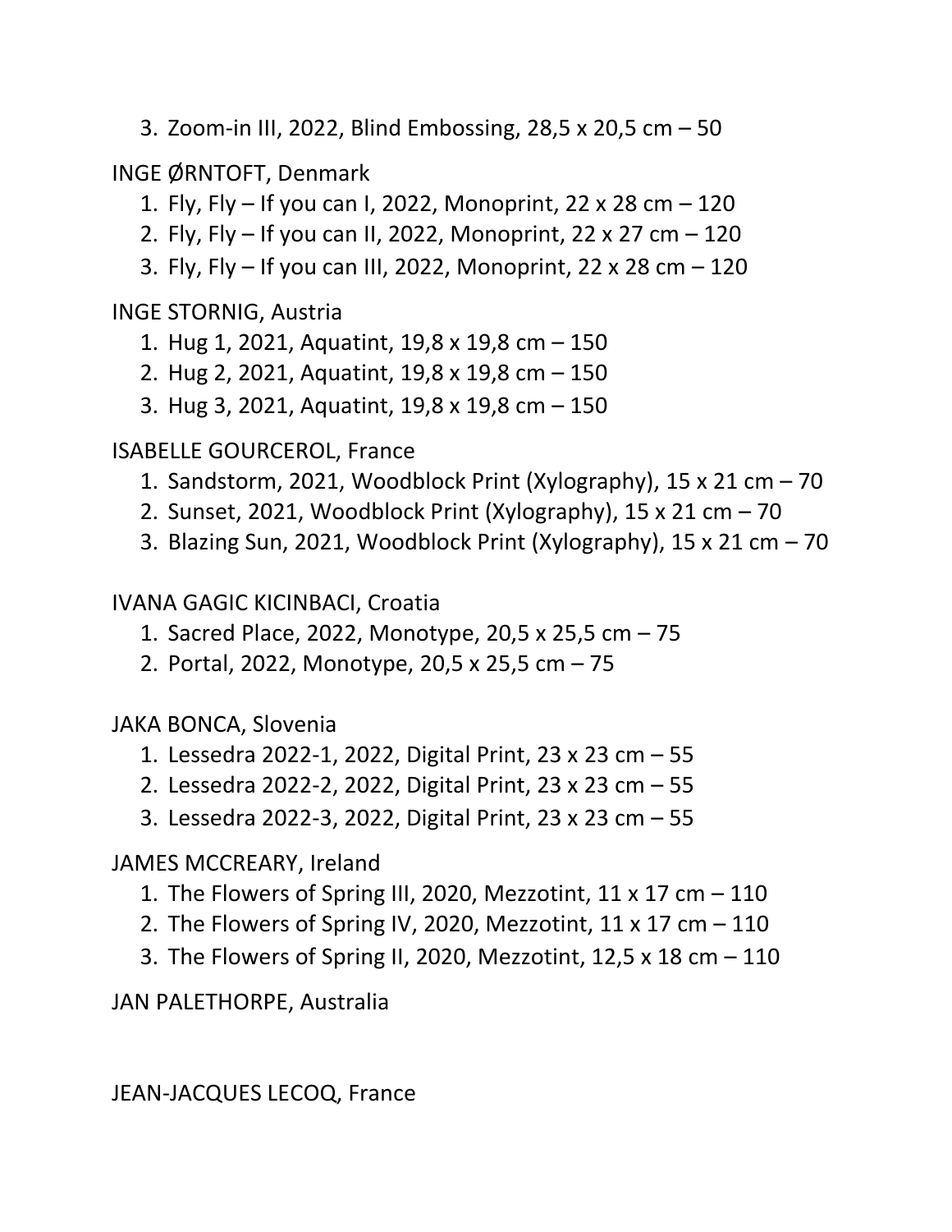3. Zoom-in III, 2022, Blind Embossing, 28,5 x 20,5 cm – 50

INGE ØRNTOFT, Denmark

1. Fly, Fly – If you can I, 2022, Monoprint, 22 x 28 cm – 120
2. Fly, Fly – If you can II, 2022, Monoprint, 22 x 27 cm – 120
3. Fly, Fly – If you can III, 2022, Monoprint, 22 x 28 cm – 120

INGE STORNIG, Austria

1. Hug 1, 2021, Aquatint, 19,8 x 19,8 cm – 150
2. Hug 2, 2021, Aquatint, 19,8 x 19,8 cm – 150
3. Hug 3, 2021, Aquatint, 19,8 x 19,8 cm – 150

ISABELLE GOURCEROL, France

1. Sandstorm, 2021, Woodblock Print (Xylography), 15 x 21 cm – 70
2. Sunset, 2021, Woodblock Print (Xylography), 15 x 21 cm – 70
3. Blazing Sun, 2021, Woodblock Print (Xylography), 15 x 21 cm – 70

IVANA GAGIC KICINBACI, Croatia

1. Sacred Place, 2022, Monotype, 20,5 x 25,5 cm – 75
2. Portal, 2022, Monotype, 20,5 x 25,5 cm – 75

JAKA BONCA, Slovenia

1. Lessedra 2022-1, 2022, Digital Print, 23 x 23 cm – 55
2. Lessedra 2022-2, 2022, Digital Print, 23 x 23 cm – 55
3. Lessedra 2022-3, 2022, Digital Print, 23 x 23 cm – 55

JAMES MCCREARY, Ireland

1. The Flowers of Spring III, 2020, Mezzotint, 11 x 17 cm – 110
2. The Flowers of Spring IV, 2020, Mezzotint, 11 x 17 cm – 110
3. The Flowers of Spring II, 2020, Mezzotint, 12,5 x 18 cm – 110

JAN PALETHORPE, Australia

JEAN-JACQUES LECOQ, France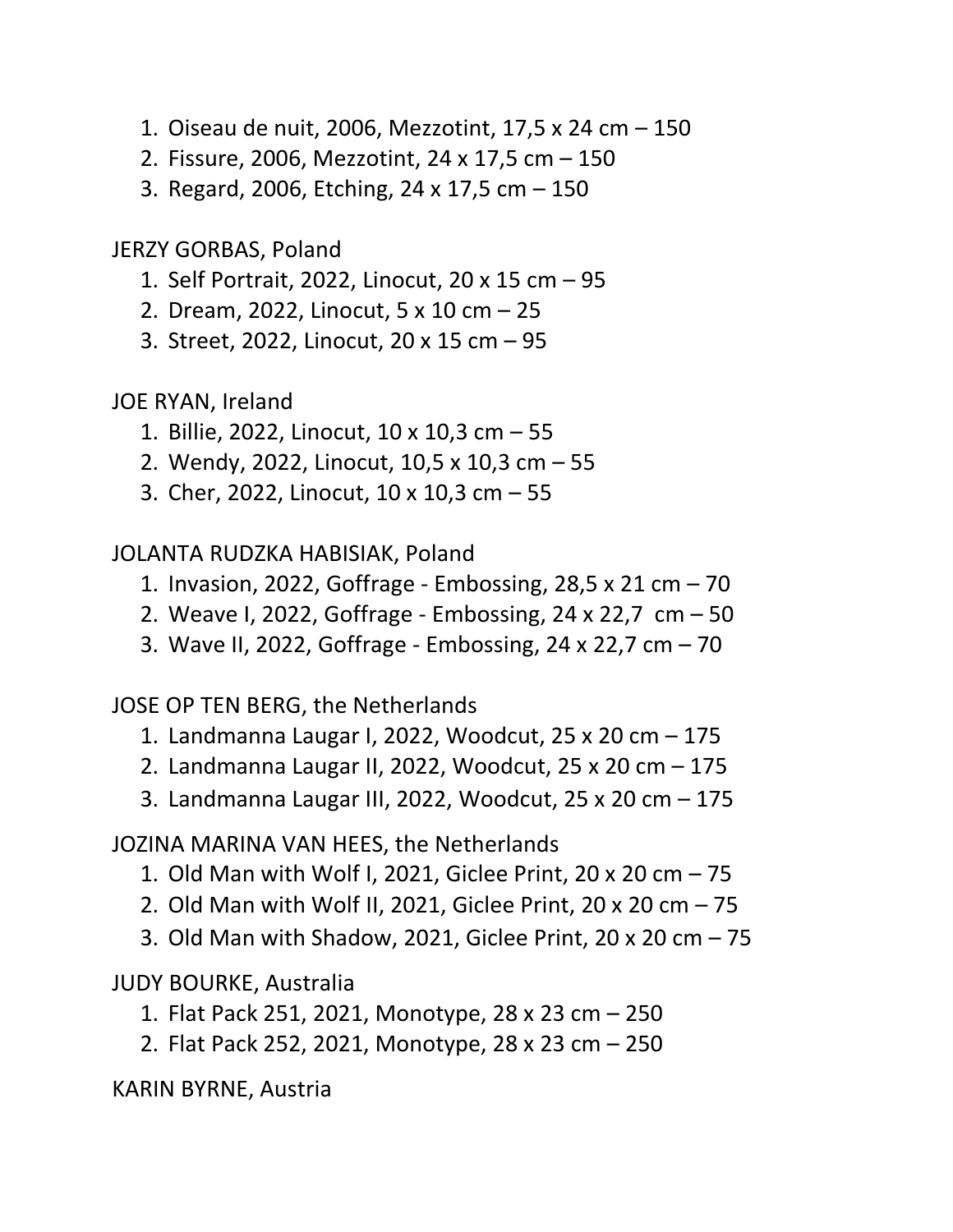1. Oiseau de nuit, 2006, Mezzotint, 17,5 x 24 cm – 150
2. Fissure, 2006, Mezzotint, 24 x 17,5 cm – 150
3. Regard, 2006, Etching, 24 x 17,5 cm – 150

JERZY GORBAS, Poland
1. Self Portrait, 2022, Linocut, 20 x 15 cm – 95
2. Dream, 2022, Linocut, 5 x 10 cm – 25
3. Street, 2022, Linocut, 20 x 15 cm – 95

JOE RYAN, Ireland
1. Billie, 2022, Linocut, 10 x 10,3 cm – 55
2. Wendy, 2022, Linocut, 10,5 x 10,3 cm – 55
3. Cher, 2022, Linocut, 10 x 10,3 cm – 55

JOLANTA RUDZKA HABISIAK, Poland
1. Invasion, 2022, Goffrage - Embossing, 28,5 x 21 cm – 70
2. Weave I, 2022, Goffrage - Embossing, 24 x 22,7 cm – 50
3. Wave II, 2022, Goffrage - Embossing, 24 x 22,7 cm – 70

JOSE OP TEN BERG, the Netherlands
1. Landmanna Laugar I, 2022, Woodcut, 25 x 20 cm – 175
2. Landmanna Laugar II, 2022, Woodcut, 25 x 20 cm – 175
3. Landmanna Laugar III, 2022, Woodcut, 25 x 20 cm – 175

JOZINA MARINA VAN HEES, the Netherlands
1. Old Man with Wolf I, 2021, Giclee Print, 20 x 20 cm – 75
2. Old Man with Wolf II, 2021, Giclee Print, 20 x 20 cm – 75
3. Old Man with Shadow, 2021, Giclee Print, 20 x 20 cm – 75

JUDY BOURKE, Australia
1. Flat Pack 251, 2021, Monotype, 28 x 23 cm – 250
2. Flat Pack 252, 2021, Monotype, 28 x 23 cm – 250

KARIN BYRNE, Austria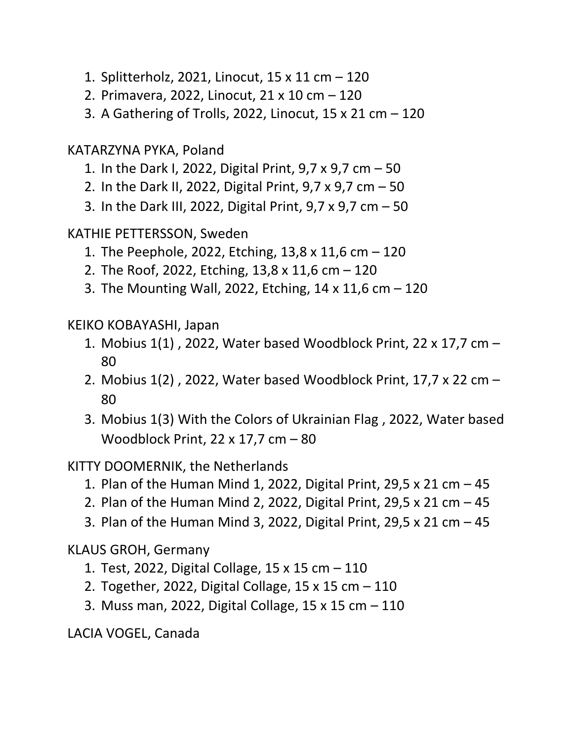1. Splitterholz, 2021, Linocut, 15 x 11 cm – 120
2. Primavera, 2022, Linocut, 21 x 10 cm – 120
3. A Gathering of Trolls, 2022, Linocut, 15 x 21 cm – 120

KATARZYNA PYKA, Poland

1. In the Dark I, 2022, Digital Print, 9,7 x 9,7 cm – 50
2. In the Dark II, 2022, Digital Print, 9,7 x 9,7 cm – 50
3. In the Dark III, 2022, Digital Print, 9,7 x 9,7 cm – 50

KATHIE PETTERSSON, Sweden

1. The Peephole, 2022, Etching, 13,8 x 11,6 cm – 120
2. The Roof, 2022, Etching, 13,8 x 11,6 cm – 120
3. The Mounting Wall, 2022, Etching, 14 x 11,6 cm – 120

KEIKO KOBAYASHI, Japan

1. Mobius 1(1) , 2022, Water based Woodblock Print, 22 x 17,7 cm – 80
2. Mobius 1(2) , 2022, Water based Woodblock Print, 17,7 x 22 cm – 80
3. Mobius 1(3) With the Colors of Ukrainian Flag , 2022, Water based Woodblock Print, 22 x 17,7 cm – 80

KITTY DOOMERNIK, the Netherlands

1. Plan of the Human Mind 1, 2022, Digital Print, 29,5 x 21 cm – 45
2. Plan of the Human Mind 2, 2022, Digital Print, 29,5 x 21 cm – 45
3. Plan of the Human Mind 3, 2022, Digital Print, 29,5 x 21 cm – 45

KLAUS GROH, Germany

1. Test, 2022, Digital Collage, 15 x 15 cm – 110
2. Together, 2022, Digital Collage, 15 x 15 cm – 110
3. Muss man, 2022, Digital Collage, 15 x 15 cm – 110

LACIA VOGEL, Canada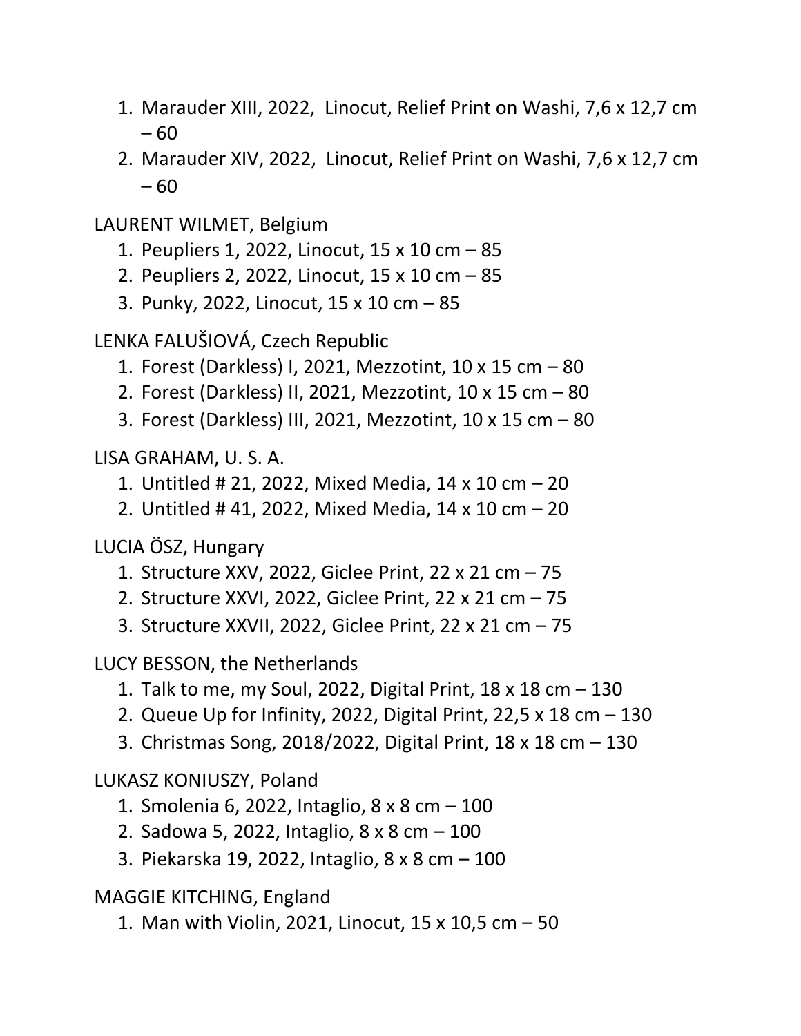1. Marauder XIII, 2022, Linocut, Relief Print on Washi, 7,6 x 12,7 cm – 60
2. Marauder XIV, 2022, Linocut, Relief Print on Washi, 7,6 x 12,7 cm – 60

LAURENT WILMET, Belgium

1. Peupliers 1, 2022, Linocut, 15 x 10 cm – 85
2. Peupliers 2, 2022, Linocut, 15 x 10 cm – 85
3. Punky, 2022, Linocut, 15 x 10 cm – 85

LENKA FALUŠIOVÁ, Czech Republic

1. Forest (Darkless) I, 2021, Mezzotint, 10 x 15 cm – 80
2. Forest (Darkless) II, 2021, Mezzotint, 10 x 15 cm – 80
3. Forest (Darkless) III, 2021, Mezzotint, 10 x 15 cm – 80

LISA GRAHAM, U. S. A.

1. Untitled # 21, 2022, Mixed Media, 14 x 10 cm – 20
2. Untitled # 41, 2022, Mixed Media, 14 x 10 cm – 20

LUCIA ÖSZ, Hungary

1. Structure XXV, 2022, Giclee Print, 22 x 21 cm – 75
2. Structure XXVI, 2022, Giclee Print, 22 x 21 cm – 75
3. Structure XXVII, 2022, Giclee Print, 22 x 21 cm – 75

LUCY BESSON, the Netherlands

1. Talk to me, my Soul, 2022, Digital Print, 18 x 18 cm – 130
2. Queue Up for Infinity, 2022, Digital Print, 22,5 x 18 cm – 130
3. Christmas Song, 2018/2022, Digital Print, 18 x 18 cm – 130

LUKASZ KONIUSZY, Poland

1. Smolenia 6, 2022, Intaglio, 8 x 8 cm – 100
2. Sadowa 5, 2022, Intaglio, 8 x 8 cm – 100
3. Piekarska 19, 2022, Intaglio, 8 x 8 cm – 100

MAGGIE KITCHING, England

1. Man with Violin, 2021, Linocut, 15 x 10,5 cm – 50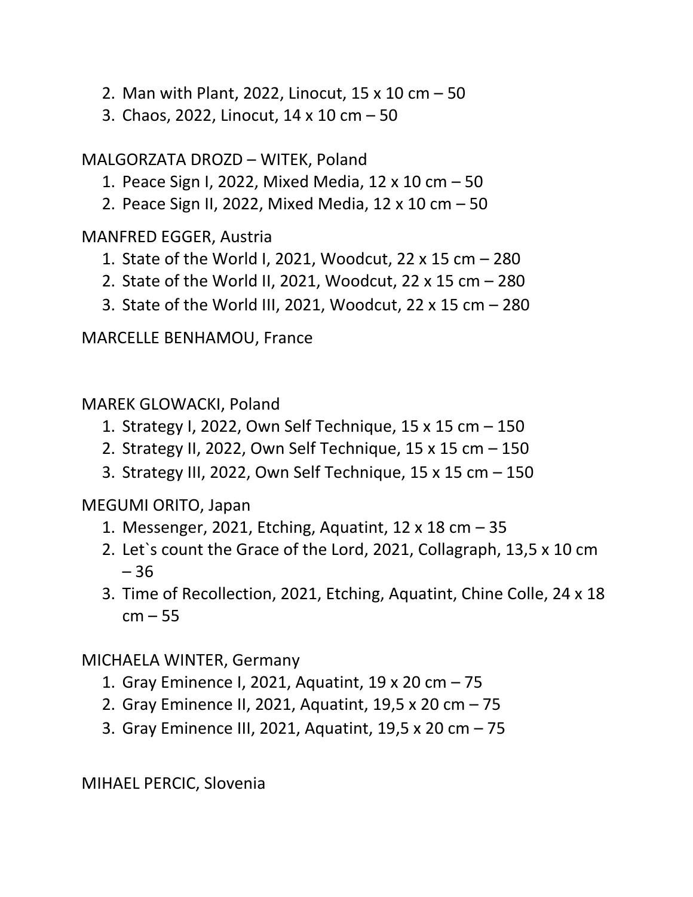2. Man with Plant, 2022, Linocut, 15 x 10 cm – 50
3. Chaos, 2022, Linocut, 14 x 10 cm – 50

MALGORZATA DROZD – WITEK, Poland

1. Peace Sign I, 2022, Mixed Media, 12 x 10 cm – 50
2. Peace Sign II, 2022, Mixed Media, 12 x 10 cm – 50

MANFRED EGGER, Austria

1. State of the World I, 2021, Woodcut, 22 x 15 cm – 280
2. State of the World II, 2021, Woodcut, 22 x 15 cm – 280
3. State of the World III, 2021, Woodcut, 22 x 15 cm – 280

MARCELLE BENHAMOU, France

MAREK GLOWACKI, Poland

1. Strategy I, 2022, Own Self Technique, 15 x 15 cm – 150
2. Strategy II, 2022, Own Self Technique, 15 x 15 cm – 150
3. Strategy III, 2022, Own Self Technique, 15 x 15 cm – 150

MEGUMI ORITO, Japan

1. Messenger, 2021, Etching, Aquatint, 12 x 18 cm – 35
2. Let`s count the Grace of the Lord, 2021, Collagraph, 13,5 x 10 cm – 36
3. Time of Recollection, 2021, Etching, Aquatint, Chine Colle, 24 x 18 cm – 55

MICHAELA WINTER, Germany

1. Gray Eminence I, 2021, Aquatint, 19 x 20 cm – 75
2. Gray Eminence II, 2021, Aquatint, 19,5 x 20 cm – 75
3. Gray Eminence III, 2021, Aquatint, 19,5 x 20 cm – 75

MIHAEL PERCIC, Slovenia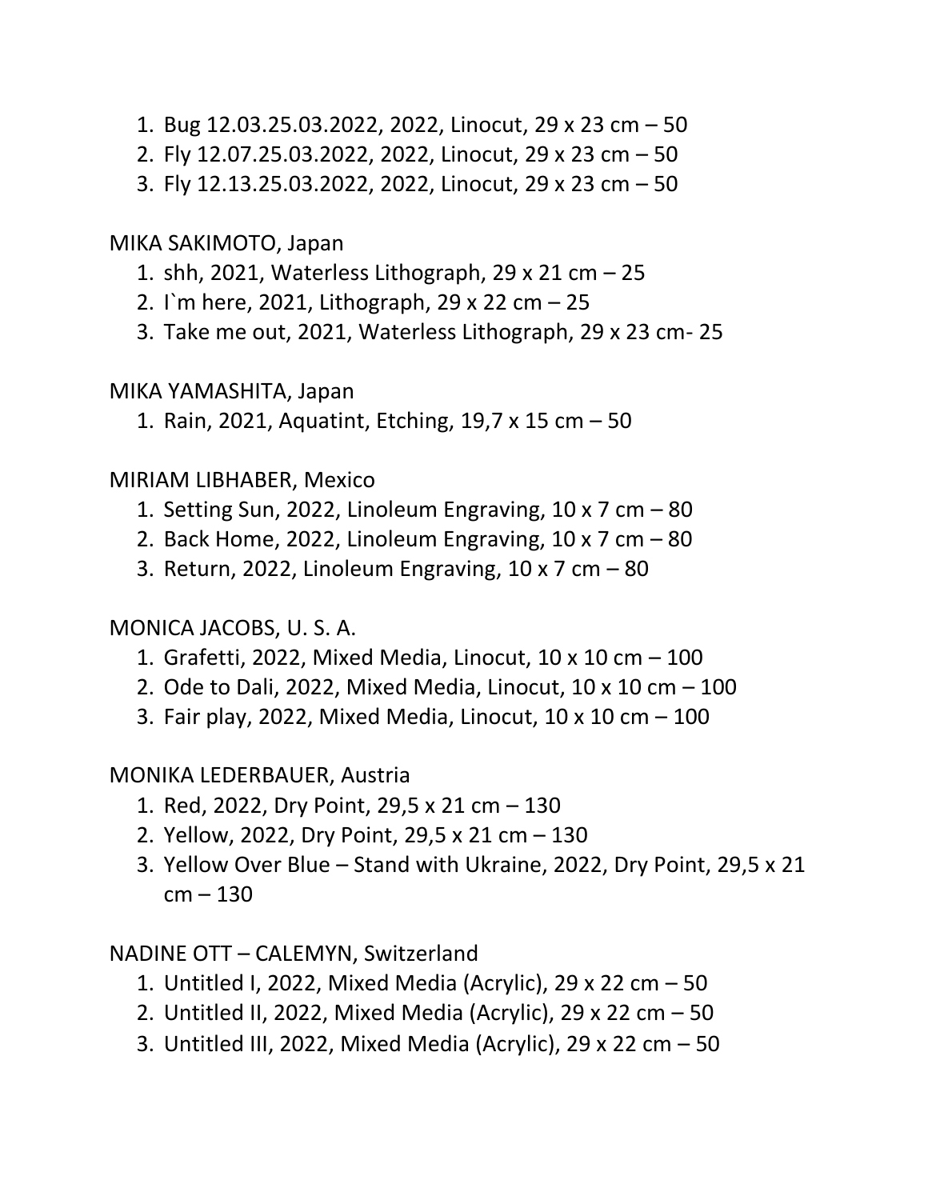1. Bug 12.03.25.03.2022, 2022, Linocut, 29 x 23 cm – 50
2. Fly 12.07.25.03.2022, 2022, Linocut, 29 x 23 cm – 50
3. Fly 12.13.25.03.2022, 2022, Linocut, 29 x 23 cm – 50

MIKA SAKIMOTO, Japan

1. shh, 2021, Waterless Lithograph, 29 x 21 cm – 25
2. I`m here, 2021, Lithograph, 29 x 22 cm – 25
3. Take me out, 2021, Waterless Lithograph, 29 x 23 cm- 25

MIKA YAMASHITA, Japan

1. Rain, 2021, Aquatint, Etching, 19,7 x 15 cm – 50

MIRIAM LIBHABER, Mexico

1. Setting Sun, 2022, Linoleum Engraving, 10 x 7 cm – 80
2. Back Home, 2022, Linoleum Engraving, 10 x 7 cm – 80
3. Return, 2022, Linoleum Engraving, 10 x 7 cm – 80

MONICA JACOBS, U. S. A.

1. Grafetti, 2022, Mixed Media, Linocut, 10 x 10 cm – 100
2. Ode to Dali, 2022, Mixed Media, Linocut, 10 x 10 cm – 100
3. Fair play, 2022, Mixed Media, Linocut, 10 x 10 cm – 100

MONIKA LEDERBAUER, Austria

1. Red, 2022, Dry Point, 29,5 x 21 cm – 130
2. Yellow, 2022, Dry Point, 29,5 x 21 cm – 130
3. Yellow Over Blue – Stand with Ukraine, 2022, Dry Point, 29,5 x 21 cm – 130

NADINE OTT – CALEMYN, Switzerland

1. Untitled I, 2022, Mixed Media (Acrylic), 29 x 22 cm – 50
2. Untitled II, 2022, Mixed Media (Acrylic), 29 x 22 cm – 50
3. Untitled III, 2022, Mixed Media (Acrylic), 29 x 22 cm – 50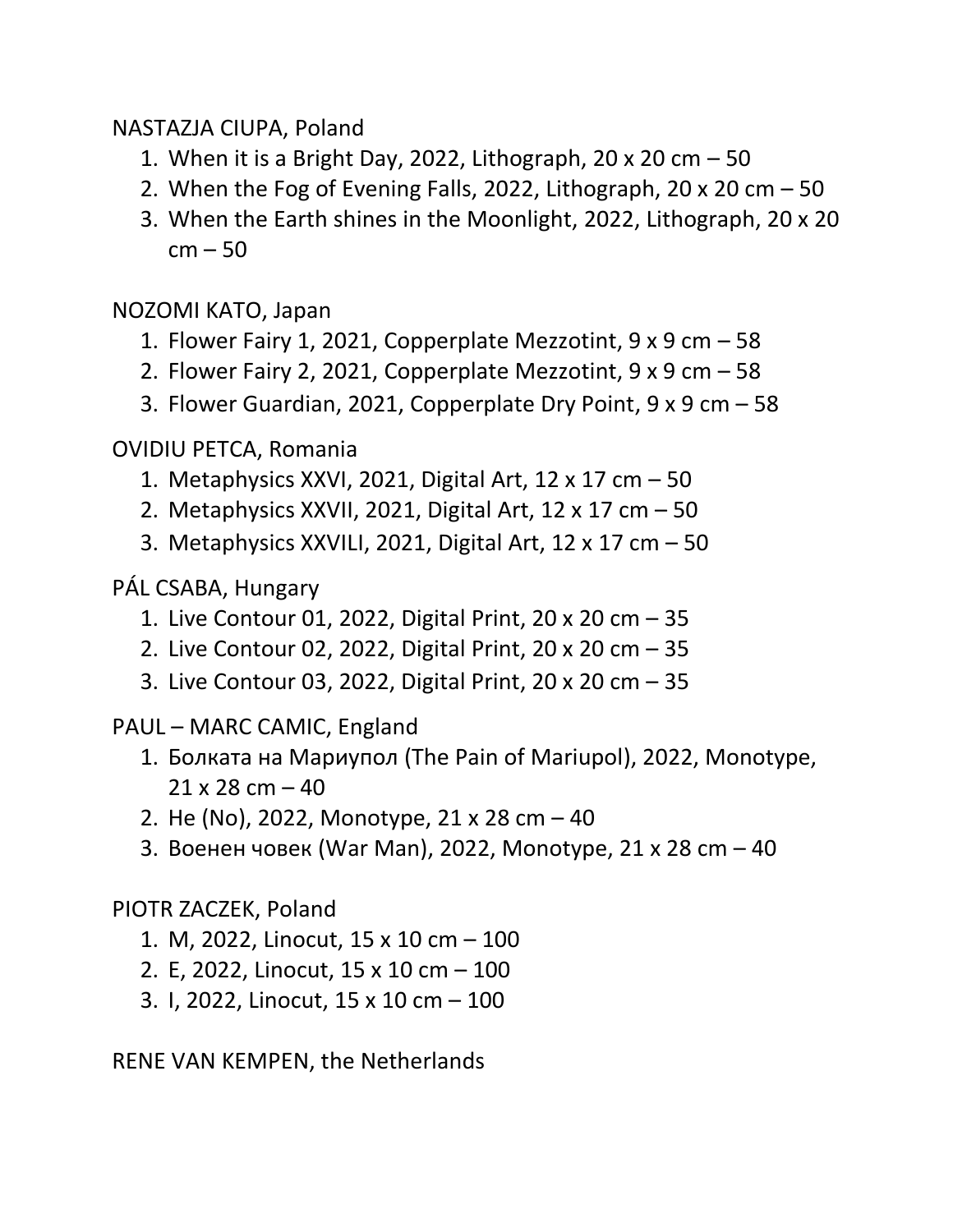NASTAZJA CIUPA, Poland

1. When it is a Bright Day, 2022, Lithograph, 20 x 20 cm – 50
2. When the Fog of Evening Falls, 2022, Lithograph, 20 x 20 cm – 50
3. When the Earth shines in the Moonlight, 2022, Lithograph, 20 x 20 cm – 50

NOZOMI KATO, Japan

1. Flower Fairy 1, 2021, Copperplate Mezzotint, 9 x 9 cm – 58
2. Flower Fairy 2, 2021, Copperplate Mezzotint, 9 x 9 cm – 58
3. Flower Guardian, 2021, Copperplate Dry Point, 9 x 9 cm – 58

OVIDIU PETCA, Romania

1. Metaphysics XXVI, 2021, Digital Art, 12 x 17 cm – 50
2. Metaphysics XXVII, 2021, Digital Art, 12 x 17 cm – 50
3. Metaphysics XXVILI, 2021, Digital Art, 12 x 17 cm – 50

PÁL CSABA, Hungary

1. Live Contour 01, 2022, Digital Print, 20 x 20 cm – 35
2. Live Contour 02, 2022, Digital Print, 20 x 20 cm – 35
3. Live Contour 03, 2022, Digital Print, 20 x 20 cm – 35

PAUL – MARC CAMIC, England

1. Болката на Мариупол (The Pain of Mariupol), 2022, Monotype, 21 x 28 cm – 40
2. Не (No), 2022, Monotype, 21 x 28 cm – 40
3. Военен човек (War Man), 2022, Monotype, 21 x 28 cm – 40

PIOTR ZACZEK, Poland

1. M, 2022, Linocut, 15 x 10 cm – 100
2. E, 2022, Linocut, 15 x 10 cm – 100
3. I, 2022, Linocut, 15 x 10 cm – 100

RENE VAN KEMPEN, the Netherlands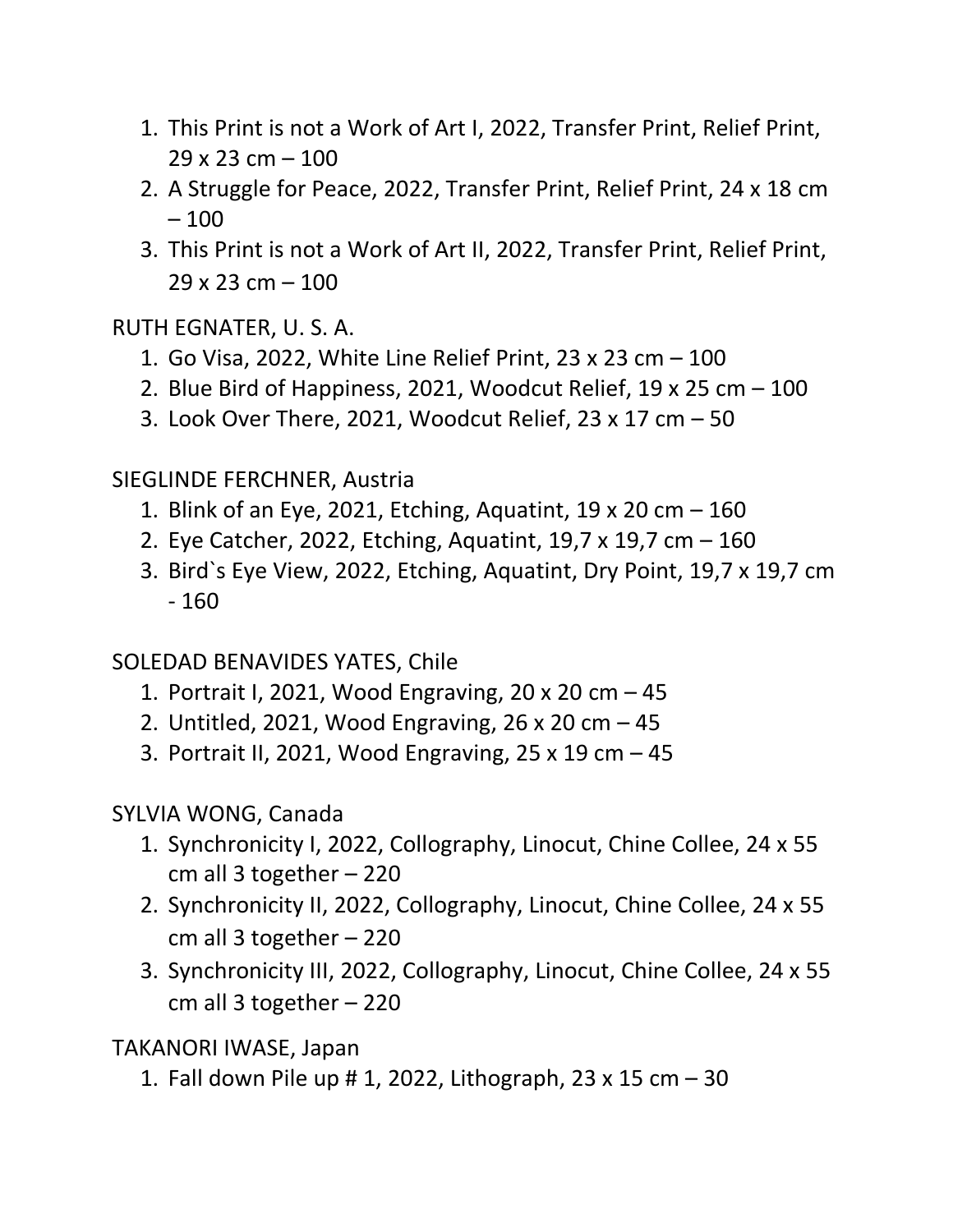1. This Print is not a Work of Art I, 2022, Transfer Print, Relief Print, 29 x 23 cm – 100
2. A Struggle for Peace, 2022, Transfer Print, Relief Print, 24 x 18 cm – 100
3. This Print is not a Work of Art II, 2022, Transfer Print, Relief Print, 29 x 23 cm – 100

RUTH EGNATER, U. S. A.

1. Go Visa, 2022, White Line Relief Print, 23 x 23 cm – 100
2. Blue Bird of Happiness, 2021, Woodcut Relief, 19 x 25 cm – 100
3. Look Over There, 2021, Woodcut Relief, 23 x 17 cm – 50

SIEGLINDE FERCHNER, Austria

1. Blink of an Eye, 2021, Etching, Aquatint, 19 x 20 cm – 160
2. Eye Catcher, 2022, Etching, Aquatint, 19,7 x 19,7 cm – 160
3. Bird`s Eye View, 2022, Etching, Aquatint, Dry Point, 19,7 x 19,7 cm - 160

SOLEDAD BENAVIDES YATES, Chile

1. Portrait I, 2021, Wood Engraving, 20 x 20 cm – 45
2. Untitled, 2021, Wood Engraving, 26 x 20 cm – 45
3. Portrait II, 2021, Wood Engraving, 25 x 19 cm – 45

SYLVIA WONG, Canada

1. Synchronicity I, 2022, Collography, Linocut, Chine Collee, 24 x 55 cm all 3 together – 220
2. Synchronicity II, 2022, Collography, Linocut, Chine Collee, 24 x 55 cm all 3 together – 220
3. Synchronicity III, 2022, Collography, Linocut, Chine Collee, 24 x 55 cm all 3 together – 220

TAKANORI IWASE, Japan

1. Fall down Pile up # 1, 2022, Lithograph, 23 x 15 cm – 30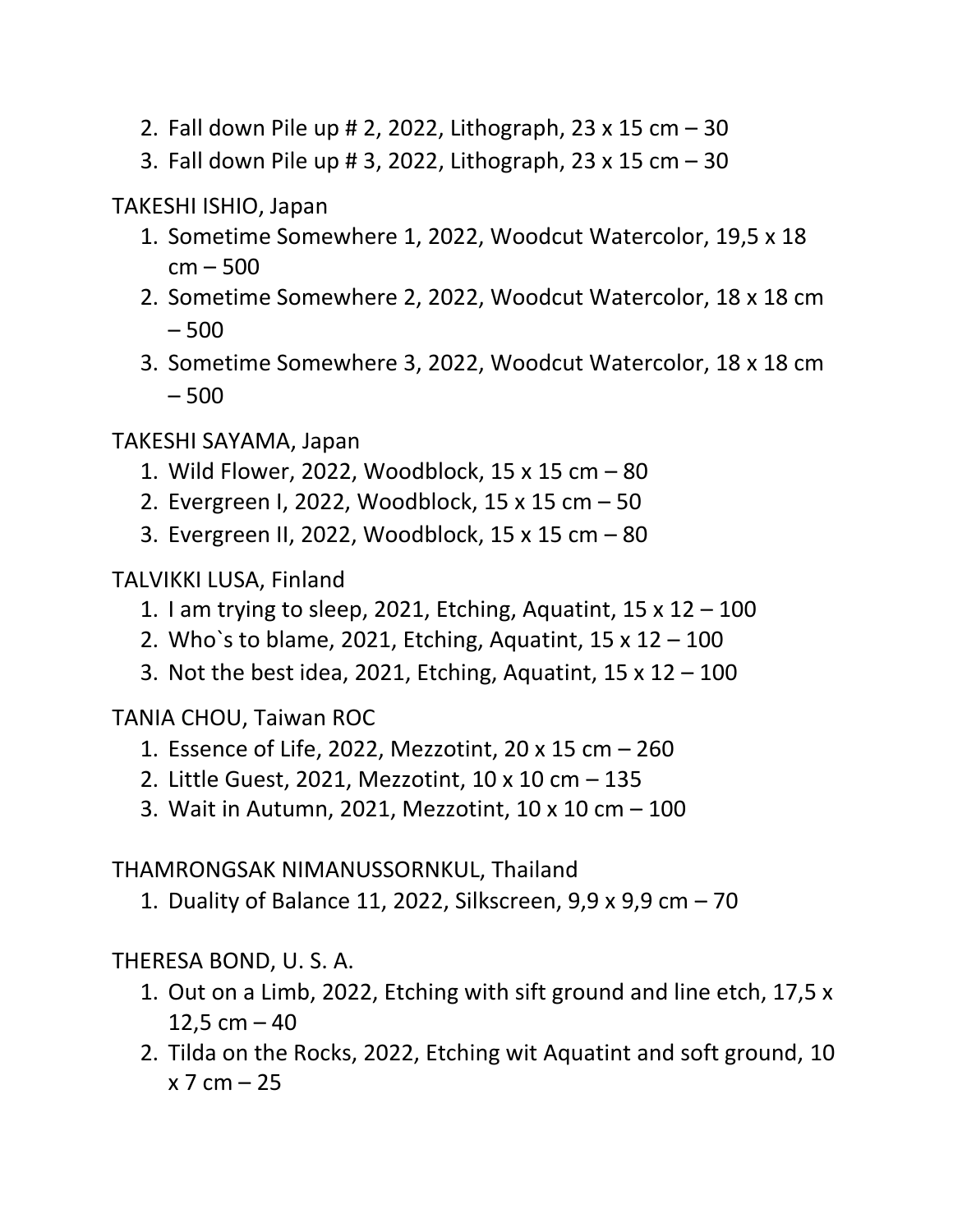2. Fall down Pile up # 2, 2022, Lithograph, 23 x 15 cm – 30
3. Fall down Pile up # 3, 2022, Lithograph, 23 x 15 cm – 30

TAKESHI ISHIO, Japan

1. Sometime Somewhere 1, 2022, Woodcut Watercolor, 19,5 x 18 cm – 500
2. Sometime Somewhere 2, 2022, Woodcut Watercolor, 18 x 18 cm – 500
3. Sometime Somewhere 3, 2022, Woodcut Watercolor, 18 x 18 cm – 500

TAKESHI SAYAMA, Japan

1. Wild Flower, 2022, Woodblock, 15 x 15 cm – 80
2. Evergreen I, 2022, Woodblock, 15 x 15 cm – 50
3. Evergreen II, 2022, Woodblock, 15 x 15 cm – 80

TALVIKKI LUSA, Finland

1. I am trying to sleep, 2021, Etching, Aquatint, 15 x 12 – 100
2. Who`s to blame, 2021, Etching, Aquatint, 15 x 12 – 100
3. Not the best idea, 2021, Etching, Aquatint, 15 x 12 – 100

TANIA CHOU, Taiwan ROC

1. Essence of Life, 2022, Mezzotint, 20 x 15 cm – 260
2. Little Guest, 2021, Mezzotint, 10 x 10 cm – 135
3. Wait in Autumn, 2021, Mezzotint, 10 x 10 cm – 100

THAMRONGSAK NIMANUSSORNKUL, Thailand

1. Duality of Balance 11, 2022, Silkscreen, 9,9 x 9,9 cm – 70

THERESA BOND, U. S. A.

1. Out on a Limb, 2022, Etching with sift ground and line etch, 17,5 x 12,5 cm – 40
2. Tilda on the Rocks, 2022, Etching wit Aquatint and soft ground, 10 x 7 cm – 25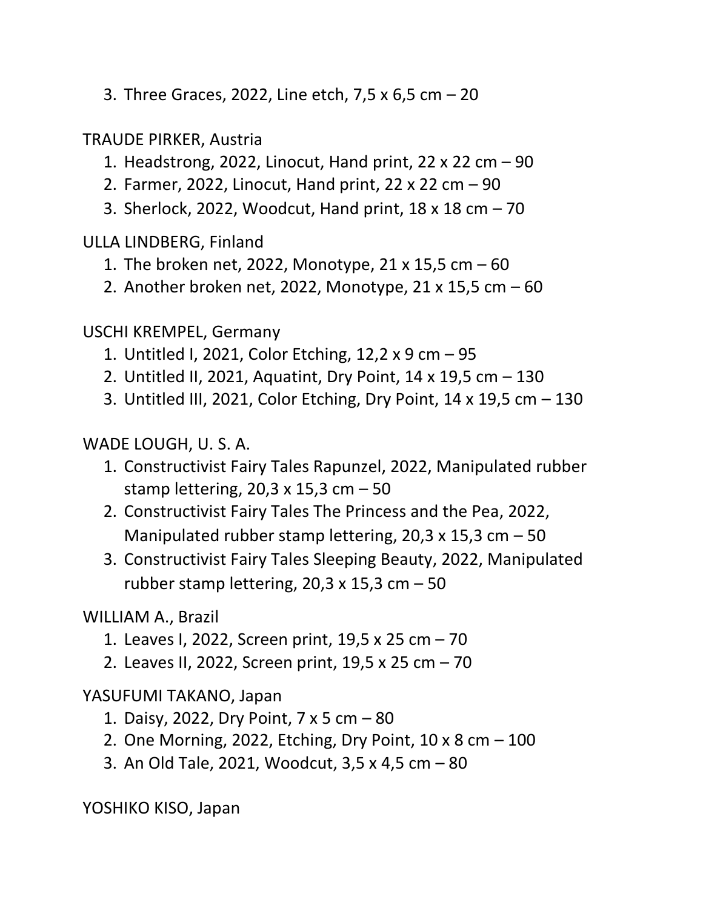3. Three Graces, 2022, Line etch, 7,5 x 6,5 cm – 20

TRAUDE PIRKER, Austria

1. Headstrong, 2022, Linocut, Hand print, 22 x 22 cm – 90
2. Farmer, 2022, Linocut, Hand print, 22 x 22 cm – 90
3. Sherlock, 2022, Woodcut, Hand print, 18 x 18 cm – 70

ULLA LINDBERG, Finland

1. The broken net, 2022, Monotype, 21 x 15,5 cm – 60
2. Another broken net, 2022, Monotype, 21 x 15,5 cm – 60

USCHI KREMPEL, Germany

1. Untitled I, 2021, Color Etching, 12,2 x 9 cm – 95
2. Untitled II, 2021, Aquatint, Dry Point, 14 x 19,5 cm – 130
3. Untitled III, 2021, Color Etching, Dry Point, 14 x 19,5 cm – 130

WADE LOUGH, U. S. A.

1. Constructivist Fairy Tales Rapunzel, 2022, Manipulated rubber stamp lettering, 20,3 x 15,3 cm – 50
2. Constructivist Fairy Tales The Princess and the Pea, 2022, Manipulated rubber stamp lettering, 20,3 x 15,3 cm – 50
3. Constructivist Fairy Tales Sleeping Beauty, 2022, Manipulated rubber stamp lettering, 20,3 x 15,3 cm – 50

WILLIAM A., Brazil

1. Leaves I, 2022, Screen print, 19,5 x 25 cm – 70
2. Leaves II, 2022, Screen print, 19,5 x 25 cm – 70

YASUFUMI TAKANO, Japan

1. Daisy, 2022, Dry Point, 7 x 5 cm – 80
2. One Morning, 2022, Etching, Dry Point, 10 x 8 cm – 100
3. An Old Tale, 2021, Woodcut, 3,5 x 4,5 cm – 80

YOSHIKO KISO, Japan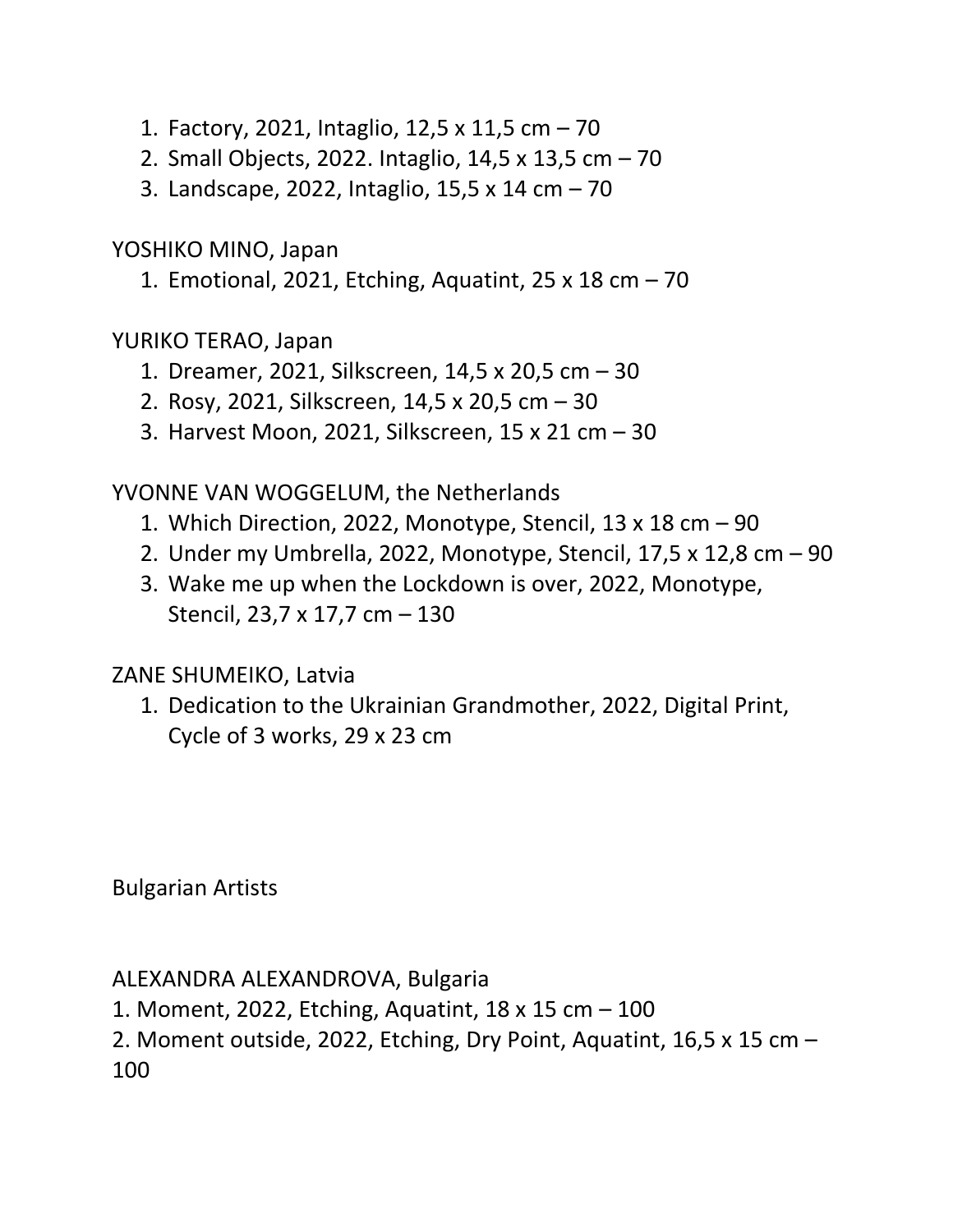1. Factory, 2021, Intaglio, 12,5 x 11,5 cm – 70
2. Small Objects, 2022. Intaglio, 14,5 x 13,5 cm – 70
3. Landscape, 2022, Intaglio, 15,5 x 14 cm – 70

YOSHIKO MINO, Japan

1. Emotional, 2021, Etching, Aquatint, 25 x 18 cm – 70

YURIKO TERAO, Japan

1. Dreamer, 2021, Silkscreen, 14,5 x 20,5 cm – 30
2. Rosy, 2021, Silkscreen, 14,5 x 20,5 cm – 30
3. Harvest Moon, 2021, Silkscreen, 15 x 21 cm – 30

YVONNE VAN WOGGELUM, the Netherlands

1. Which Direction, 2022, Monotype, Stencil, 13 x 18 cm – 90
2. Under my Umbrella, 2022, Monotype, Stencil, 17,5 x 12,8 cm – 90
3. Wake me up when the Lockdown is over, 2022, Monotype, Stencil, 23,7 x 17,7 cm – 130

ZANE SHUMEIKO, Latvia

1. Dedication to the Ukrainian Grandmother, 2022, Digital Print, Cycle of 3 works, 29 x 23 cm

Bulgarian Artists

ALEXANDRA ALEXANDROVA, Bulgaria

1. Moment, 2022, Etching, Aquatint, 18 x 15 cm – 100
2. Moment outside, 2022, Etching, Dry Point, Aquatint, 16,5 x 15 cm – 100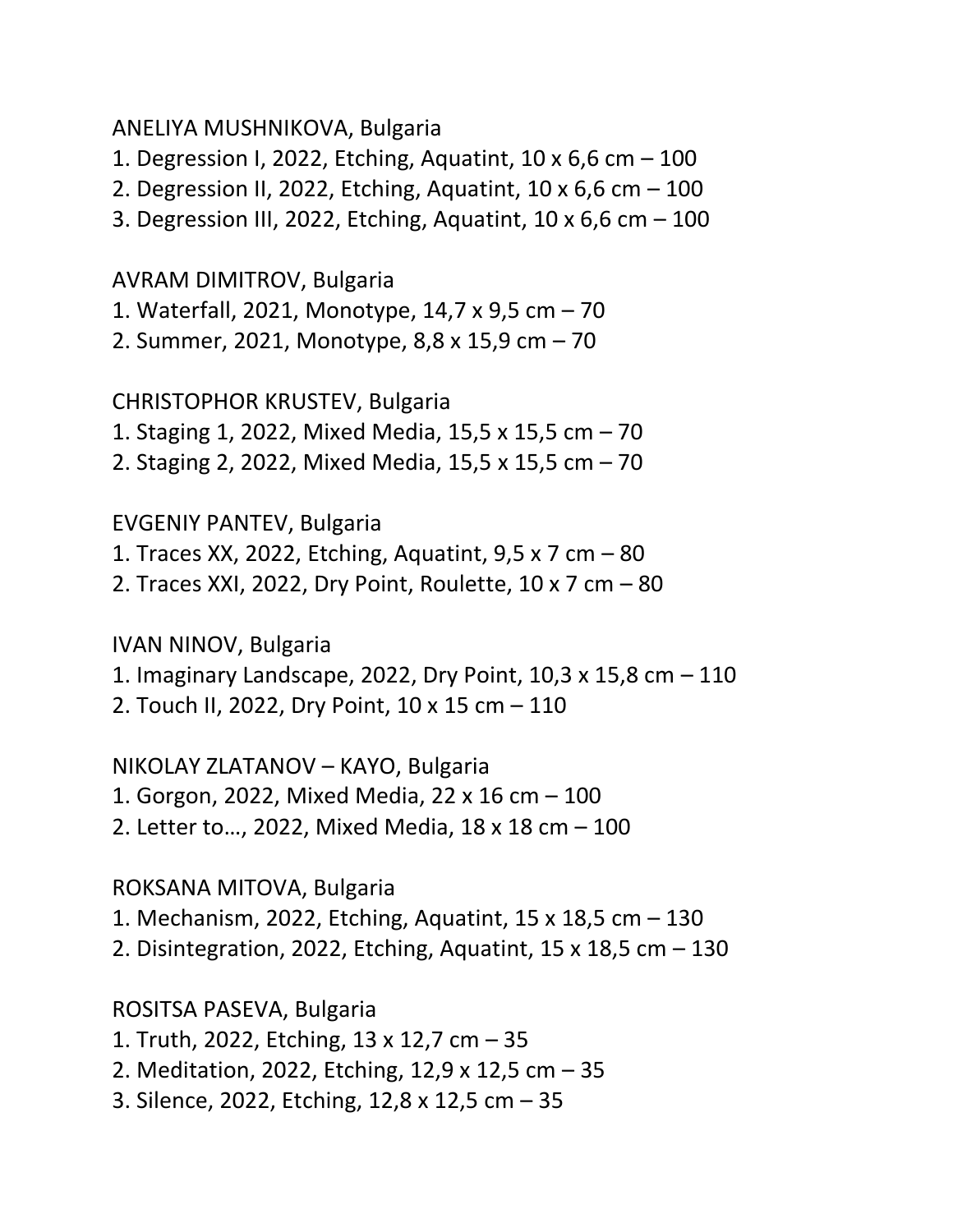ANELIYA MUSHNIKOVA, Bulgaria

1. Degression I, 2022, Etching, Aquatint, 10 x 6,6 cm – 100
2. Degression II, 2022, Etching, Aquatint, 10 x 6,6 cm – 100
3. Degression III, 2022, Etching, Aquatint, 10 x 6,6 cm – 100

AVRAM DIMITROV, Bulgaria

1. Waterfall, 2021, Monotype, 14,7 x 9,5 cm – 70
2. Summer, 2021, Monotype, 8,8 x 15,9 cm – 70

CHRISTOPHOR KRUSTEV, Bulgaria

1. Staging 1, 2022, Mixed Media, 15,5 x 15,5 cm – 70
2. Staging 2, 2022, Mixed Media, 15,5 x 15,5 cm – 70

EVGENIY PANTEV, Bulgaria

1. Traces XX, 2022, Etching, Aquatint, 9,5 x 7 cm – 80
2. Traces XXI, 2022, Dry Point, Roulette, 10 x 7 cm – 80

IVAN NINOV, Bulgaria

1. Imaginary Landscape, 2022, Dry Point, 10,3 x 15,8 cm – 110
2. Touch II, 2022, Dry Point, 10 x 15 cm – 110

NIKOLAY ZLATANOV – KAYO, Bulgaria

1. Gorgon, 2022, Mixed Media, 22 x 16 cm – 100
2. Letter to…, 2022, Mixed Media, 18 x 18 cm – 100

ROKSANA MITOVA, Bulgaria

1. Mechanism, 2022, Etching, Aquatint, 15 x 18,5 cm – 130
2. Disintegration, 2022, Etching, Aquatint, 15 x 18,5 cm – 130

ROSITSA PASEVA, Bulgaria

1. Truth, 2022, Etching, 13 x 12,7 cm – 35
2. Meditation, 2022, Etching, 12,9 x 12,5 cm – 35
3. Silence, 2022, Etching, 12,8 x 12,5 cm – 35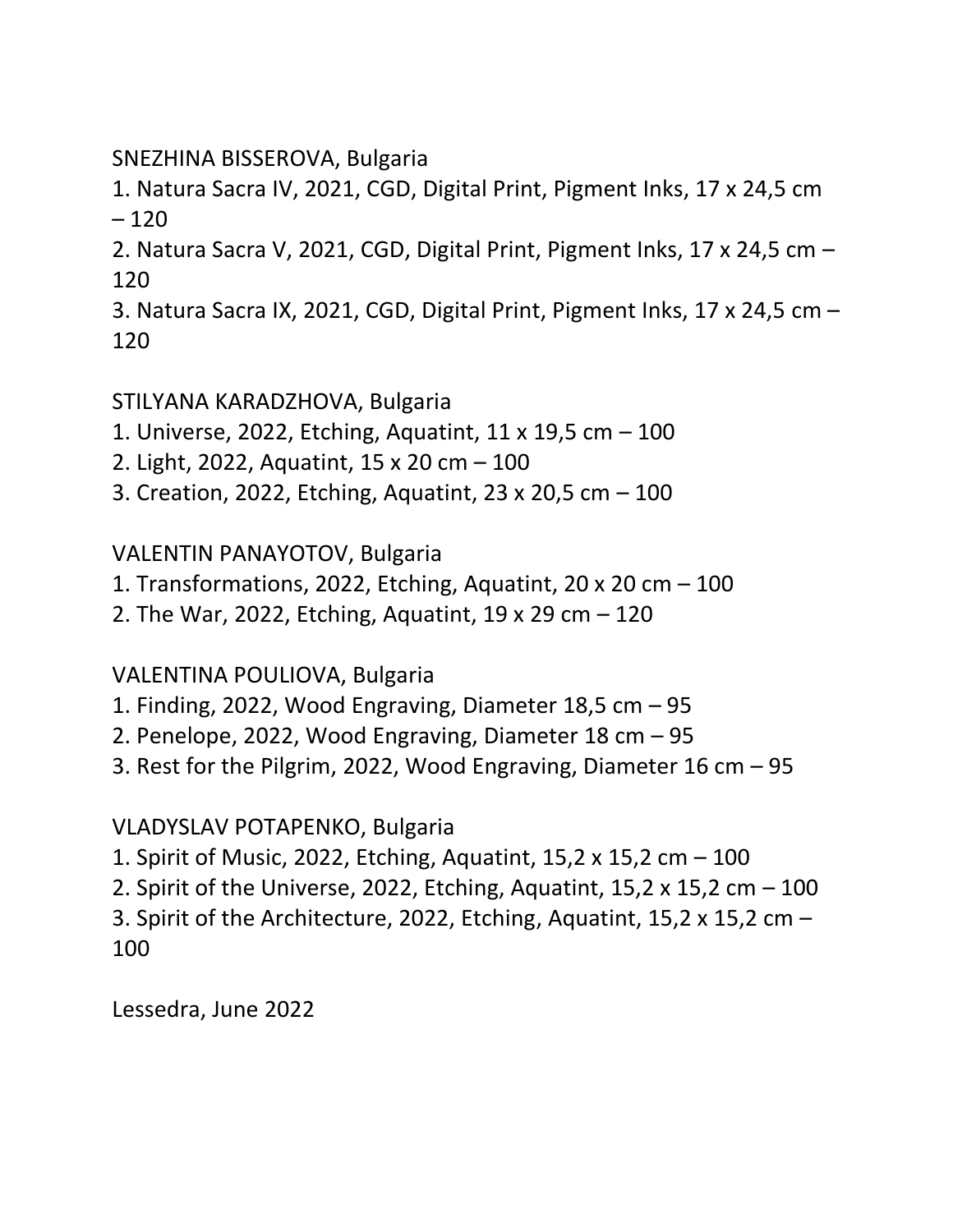SNEZHINA BISSEROVA, Bulgaria

1. Natura Sacra IV, 2021, CGD, Digital Print, Pigment Inks, 17 x 24,5 cm – 120
2. Natura Sacra V, 2021, CGD, Digital Print, Pigment Inks, 17 x 24,5 cm – 120
3. Natura Sacra IX, 2021, CGD, Digital Print, Pigment Inks, 17 x 24,5 cm – 120

STILYANA KARADZHOVA, Bulgaria

1. Universe, 2022, Etching, Aquatint, 11 x 19,5 cm – 100
2. Light, 2022, Aquatint, 15 x 20 cm – 100
3. Creation, 2022, Etching, Aquatint, 23 x 20,5 cm – 100

VALENTIN PANAYOTOV, Bulgaria

1. Transformations, 2022, Etching, Aquatint, 20 x 20 cm – 100
2. The War, 2022, Etching, Aquatint, 19 x 29 cm – 120

VALENTINA POULIOVA, Bulgaria

1. Finding, 2022, Wood Engraving, Diameter 18,5 cm – 95
2. Penelope, 2022, Wood Engraving, Diameter 18 cm – 95
3. Rest for the Pilgrim, 2022, Wood Engraving, Diameter 16 cm – 95

VLADYSLAV POTAPENKO, Bulgaria

1. Spirit of Music, 2022, Etching, Aquatint, 15,2 x 15,2 cm – 100
2. Spirit of the Universe, 2022, Etching, Aquatint, 15,2 x 15,2 cm – 100
3. Spirit of the Architecture, 2022, Etching, Aquatint, 15,2 x 15,2 cm – 100

Lessedra, June 2022